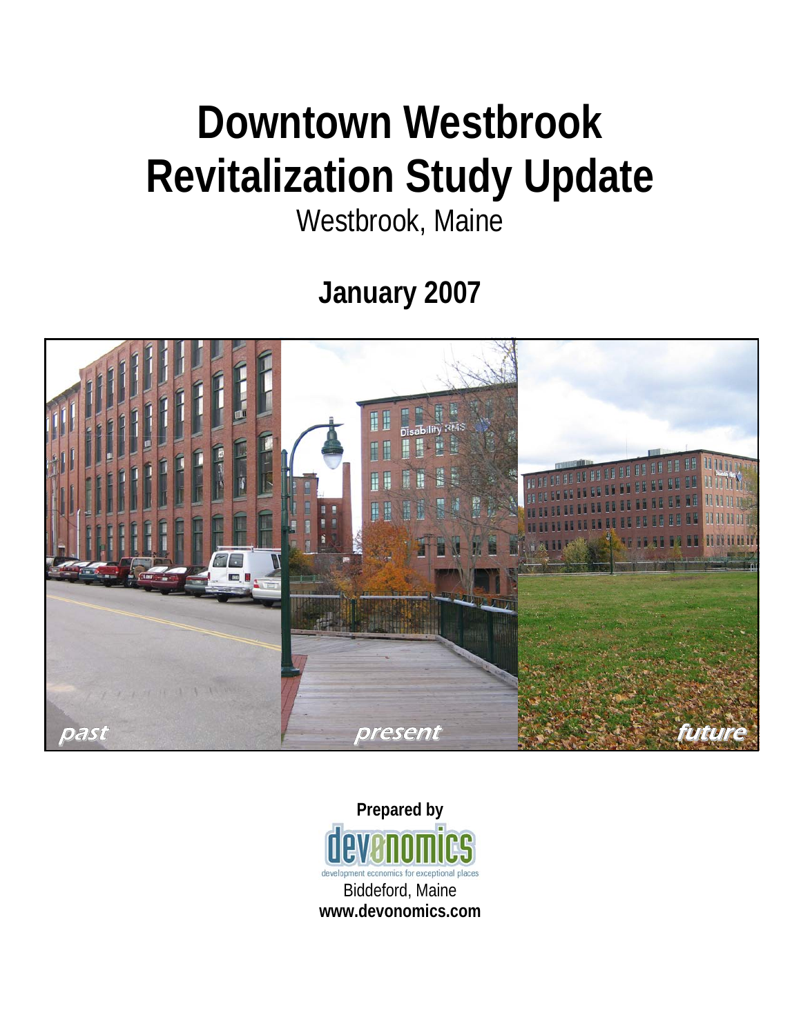# Downtown Westbrook Revitalization Study Update

Westbrook, Maine

## January 2007

past present future

**Prepared by**

devonomics

development economics for exceptional places

Biddeford, Maine

**www.devonomics.com**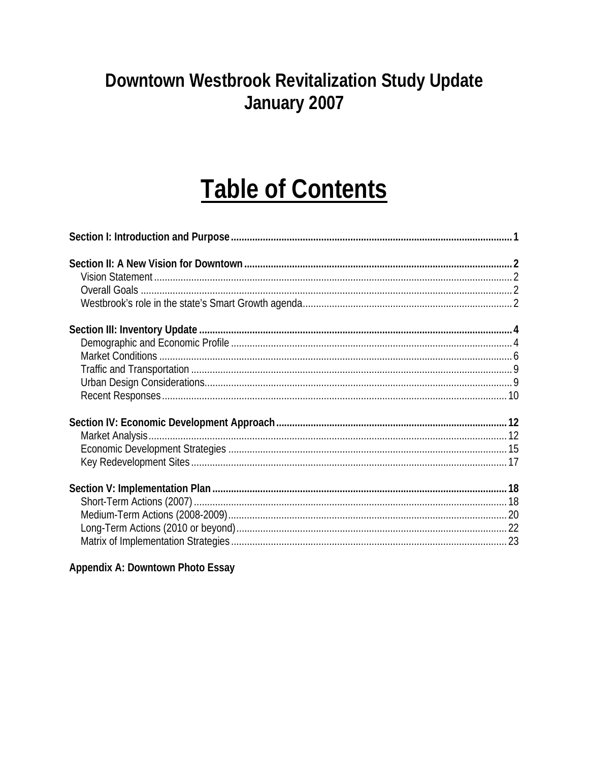# Downtown Westbrook Revitalization Study Update
# January 2007

## Table of Contents

**Section I: Introduction and Purpose** .......... **1**

**Section II: A New Vision for Downtown** .......... **2**
- Vision Statement .......... 2
- Overall Goals .......... 2
- Westbrook's role in the state's Smart Growth agenda .......... 2

**Section III: Inventory Update** .......... **4**
- Demographic and Economic Profile .......... 4
- Market Conditions .......... 6
- Traffic and Transportation .......... 9
- Urban Design Considerations .......... 9
- Recent Responses .......... 10

**Section IV: Economic Development Approach** .......... **12**
- Market Analysis .......... 12
- Economic Development Strategies .......... 15
- Key Redevelopment Sites .......... 17

**Section V: Implementation Plan** .......... **18**
- Short-Term Actions (2007) .......... 18
- Medium-Term Actions (2008-2009) .......... 20
- Long-Term Actions (2010 or beyond) .......... 22
- Matrix of Implementation Strategies .......... 23

**Appendix A: Downtown Photo Essay**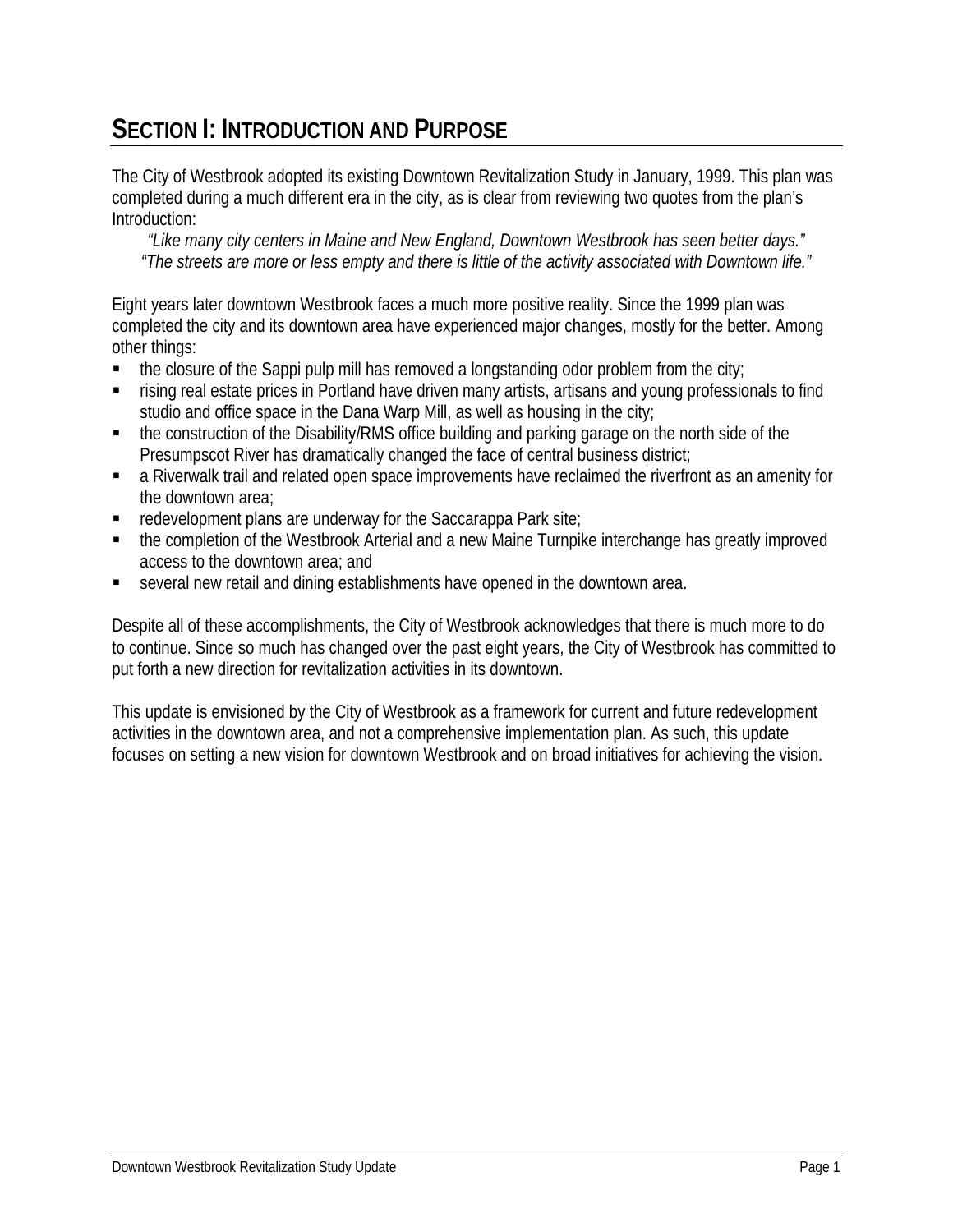# SECTION I: INTRODUCTION AND PURPOSE

The City of Westbrook adopted its existing Downtown Revitalization Study in January, 1999. This plan was completed during a much different era in the city, as is clear from reviewing two quotes from the plan's Introduction:

*"Like many city centers in Maine and New England, Downtown Westbrook has seen better days."*
*"The streets are more or less empty and there is little of the activity associated with Downtown life."*

Eight years later downtown Westbrook faces a much more positive reality. Since the 1999 plan was completed the city and its downtown area have experienced major changes, mostly for the better. Among other things:

- the closure of the Sappi pulp mill has removed a longstanding odor problem from the city;
- rising real estate prices in Portland have driven many artists, artisans and young professionals to find studio and office space in the Dana Warp Mill, as well as housing in the city;
- the construction of the Disability/RMS office building and parking garage on the north side of the Presumpscot River has dramatically changed the face of central business district;
- a Riverwalk trail and related open space improvements have reclaimed the riverfront as an amenity for the downtown area;
- redevelopment plans are underway for the Saccarappa Park site;
- the completion of the Westbrook Arterial and a new Maine Turnpike interchange has greatly improved access to the downtown area; and
- several new retail and dining establishments have opened in the downtown area.

Despite all of these accomplishments, the City of Westbrook acknowledges that there is much more to do to continue. Since so much has changed over the past eight years, the City of Westbrook has committed to put forth a new direction for revitalization activities in its downtown.

This update is envisioned by the City of Westbrook as a framework for current and future redevelopment activities in the downtown area, and not a comprehensive implementation plan. As such, this update focuses on setting a new vision for downtown Westbrook and on broad initiatives for achieving the vision.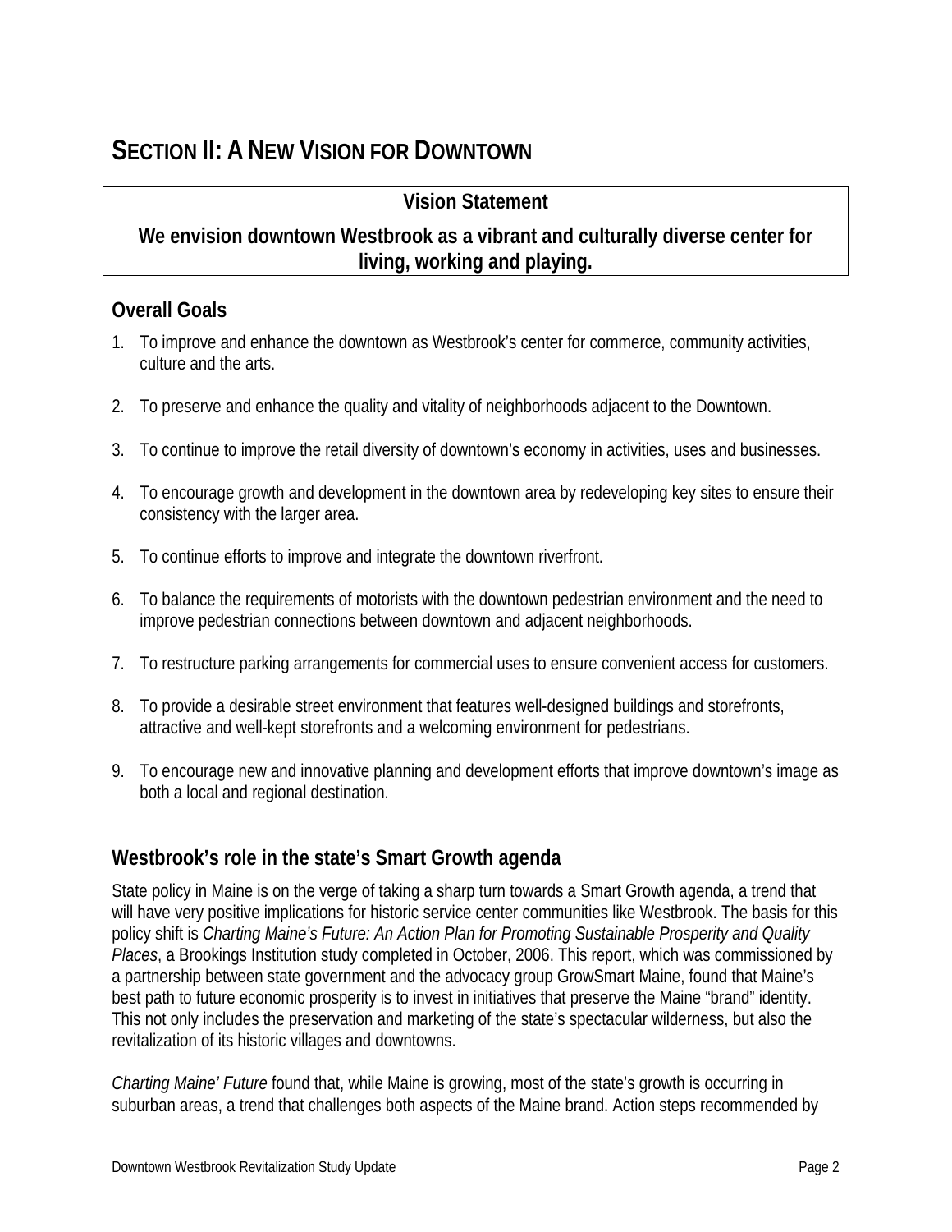# SECTION II: A NEW VISION FOR DOWNTOWN

**Vision Statement**

**We envision downtown Westbrook as a vibrant and culturally diverse center for living, working and playing.**

## Overall Goals

1. To improve and enhance the downtown as Westbrook's center for commerce, community activities, culture and the arts.

2. To preserve and enhance the quality and vitality of neighborhoods adjacent to the Downtown.

3. To continue to improve the retail diversity of downtown's economy in activities, uses and businesses.

4. To encourage growth and development in the downtown area by redeveloping key sites to ensure their consistency with the larger area.

5. To continue efforts to improve and integrate the downtown riverfront.

6. To balance the requirements of motorists with the downtown pedestrian environment and the need to improve pedestrian connections between downtown and adjacent neighborhoods.

7. To restructure parking arrangements for commercial uses to ensure convenient access for customers.

8. To provide a desirable street environment that features well-designed buildings and storefronts, attractive and well-kept storefronts and a welcoming environment for pedestrians.

9. To encourage new and innovative planning and development efforts that improve downtown's image as both a local and regional destination.

## Westbrook's role in the state's Smart Growth agenda

State policy in Maine is on the verge of taking a sharp turn towards a Smart Growth agenda, a trend that will have very positive implications for historic service center communities like Westbrook. The basis for this policy shift is *Charting Maine's Future: An Action Plan for Promoting Sustainable Prosperity and Quality Places*, a Brookings Institution study completed in October, 2006. This report, which was commissioned by a partnership between state government and the advocacy group GrowSmart Maine, found that Maine's best path to future economic prosperity is to invest in initiatives that preserve the Maine "brand" identity. This not only includes the preservation and marketing of the state's spectacular wilderness, but also the revitalization of its historic villages and downtowns.

*Charting Maine' Future* found that, while Maine is growing, most of the state's growth is occurring in suburban areas, a trend that challenges both aspects of the Maine brand. Action steps recommended by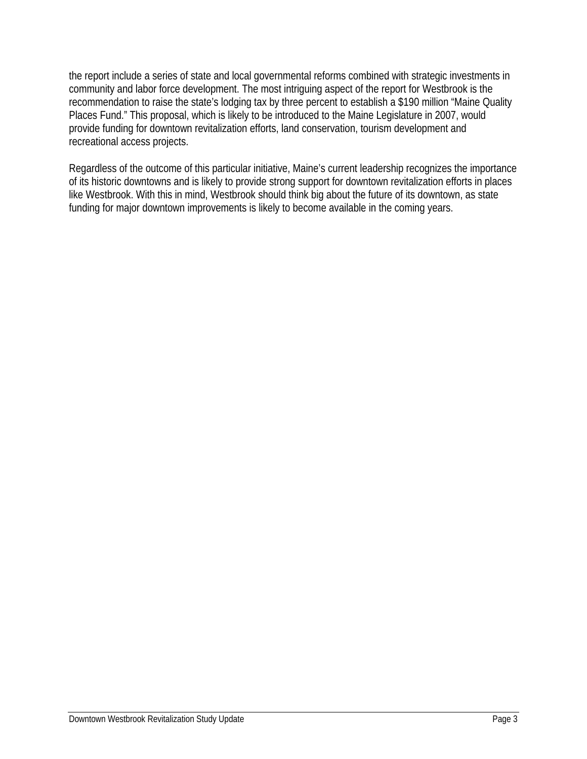the report include a series of state and local governmental reforms combined with strategic investments in community and labor force development. The most intriguing aspect of the report for Westbrook is the recommendation to raise the state's lodging tax by three percent to establish a $190 million "Maine Quality Places Fund." This proposal, which is likely to be introduced to the Maine Legislature in 2007, would provide funding for downtown revitalization efforts, land conservation, tourism development and recreational access projects.

Regardless of the outcome of this particular initiative, Maine's current leadership recognizes the importance of its historic downtowns and is likely to provide strong support for downtown revitalization efforts in places like Westbrook. With this in mind, Westbrook should think big about the future of its downtown, as state funding for major downtown improvements is likely to become available in the coming years.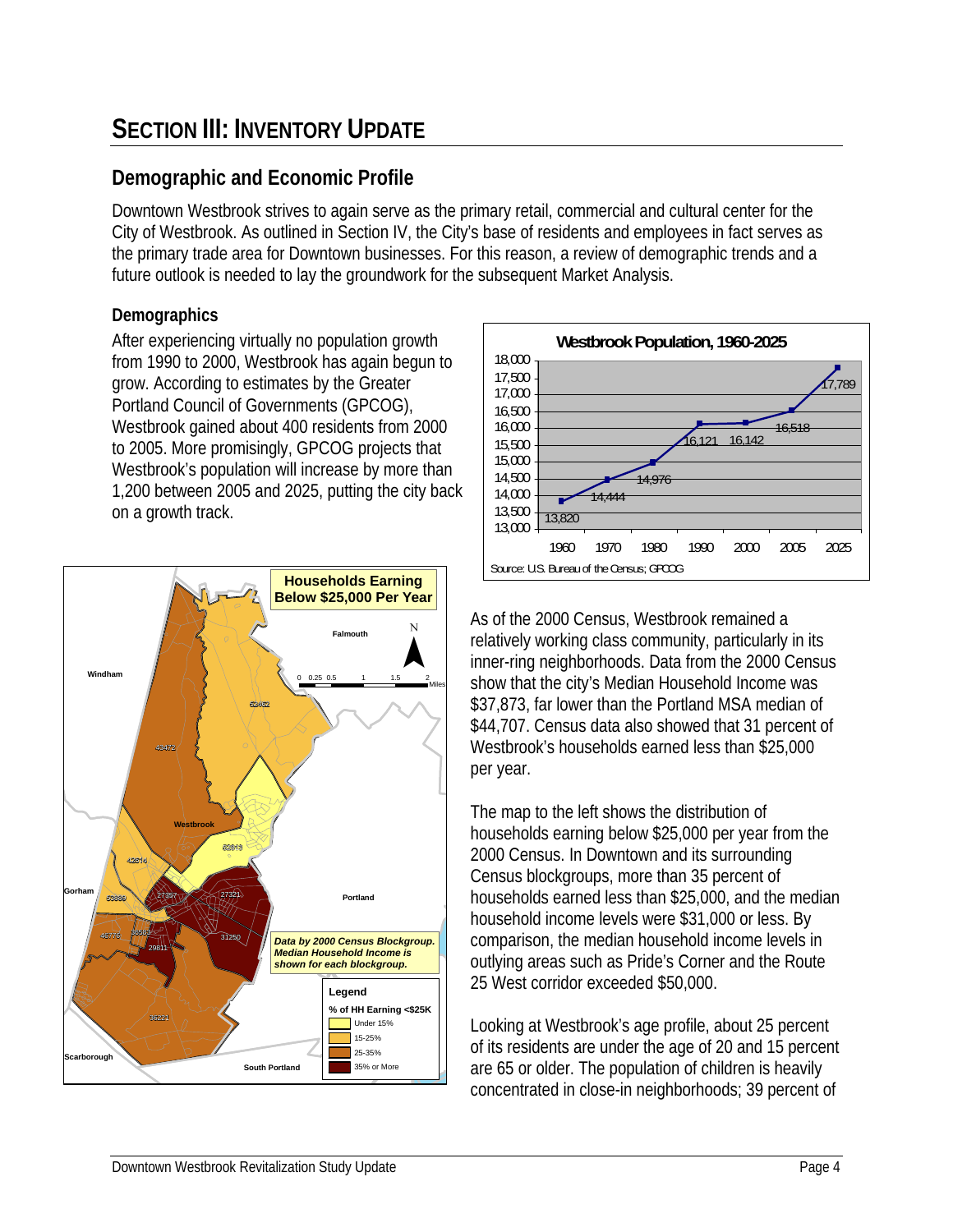# SECTION III: INVENTORY UPDATE

## Demographic and Economic Profile

Downtown Westbrook strives to again serve as the primary retail, commercial and cultural center for the City of Westbrook. As outlined in Section IV, the City's base of residents and employees in fact serves as the primary trade area for Downtown businesses. For this reason, a review of demographic trends and a future outlook is needed to lay the groundwork for the subsequent Market Analysis.

### Demographics

After experiencing virtually no population growth from 1990 to 2000, Westbrook has again begun to grow. According to estimates by the Greater Portland Council of Governments (GPCOG), Westbrook gained about 400 residents from 2000 to 2005. More promisingly, GPCOG projects that Westbrook's population will increase by more than 1,200 between 2005 and 2025, putting the city back on a growth track.

**Westbrook Population, 1960-2025**

| Year | Population |
|---|---|
| 1960 | 13,820 |
| 1970 | 14,444 |
| 1980 | 14,976 |
| 1990 | 16,121 |
| 2000 | 16,142 |
| 2005 | 16,518 |
| 2025 | 17,789 |

Source: U.S. Bureau of the Census; GPCOG

**Households Earning Below $25,000 Per Year**

*Data by 2000 Census Blockgroup. Median Household Income is shown for each blockgroup.*

Legend — % of HH Earning <$25K: Under 15%; 15-25%; 25-35%; 35% or More

As of the 2000 Census, Westbrook remained a relatively working class community, particularly in its inner-ring neighborhoods. Data from the 2000 Census show that the city's Median Household Income was $37,873, far lower than the Portland MSA median of $44,707. Census data also showed that 31 percent of Westbrook's households earned less than $25,000 per year.

The map to the left shows the distribution of households earning below $25,000 per year from the 2000 Census. In Downtown and its surrounding Census blockgroups, more than 35 percent of households earned less than $25,000, and the median household income levels were $31,000 or less. By comparison, the median household income levels in outlying areas such as Pride's Corner and the Route 25 West corridor exceeded $50,000.

Looking at Westbrook's age profile, about 25 percent of its residents are under the age of 20 and 15 percent are 65 or older. The population of children is heavily concentrated in close-in neighborhoods; 39 percent of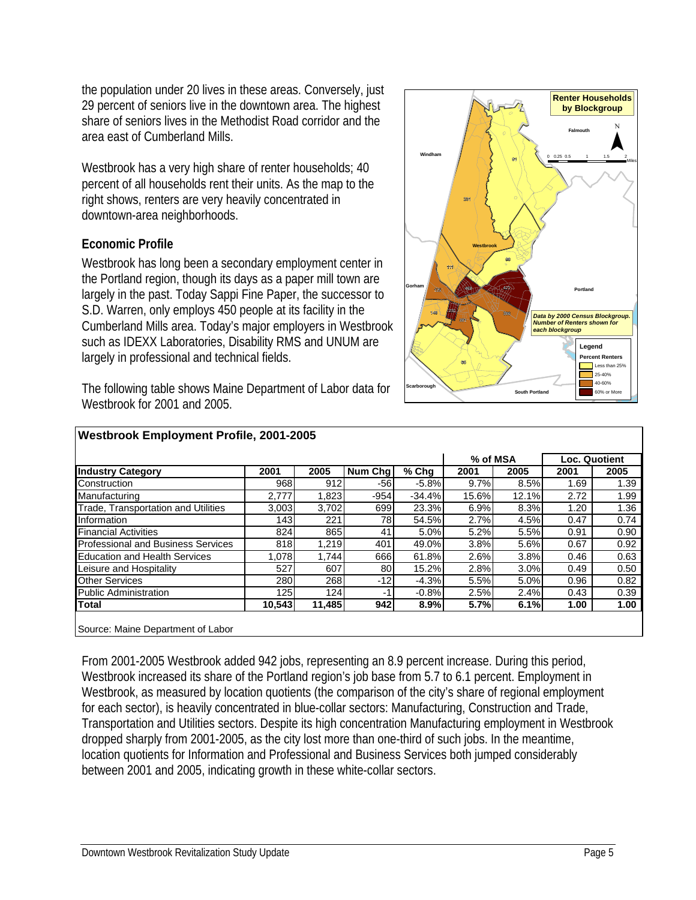the population under 20 lives in these areas. Conversely, just 29 percent of seniors live in the downtown area. The highest share of seniors lives in the Methodist Road corridor and the area east of Cumberland Mills.

Westbrook has a very high share of renter households; 40 percent of all households rent their units. As the map to the right shows, renters are very heavily concentrated in downtown-area neighborhoods.

### Economic Profile

Westbrook has long been a secondary employment center in the Portland region, though its days as a paper mill town are largely in the past. Today Sappi Fine Paper, the successor to S.D. Warren, only employs 450 people at its facility in the Cumberland Mills area. Today's major employers in Westbrook such as IDEXX Laboratories, Disability RMS and UNUM are largely in professional and technical fields.

The following table shows Maine Department of Labor data for Westbrook for 2001 and 2005.

**Westbrook Employment Profile, 2001-2005**

| | | | | | % of MSA | | Loc. Quotient | |
|---|---|---|---|---|---|---|---|---|
| **Industry Category** | **2001** | **2005** | **Num Chg** | **% Chg** | **2001** | **2005** | **2001** | **2005** |
| Construction | 968 | 912 | -56 | -5.8% | 9.7% | 8.5% | 1.69 | 1.39 |
| Manufacturing | 2,777 | 1,823 | -954 | -34.4% | 15.6% | 12.1% | 2.72 | 1.99 |
| Trade, Transportation and Utilities | 3,003 | 3,702 | 699 | 23.3% | 6.9% | 8.3% | 1.20 | 1.36 |
| Information | 143 | 221 | 78 | 54.5% | 2.7% | 4.5% | 0.47 | 0.74 |
| Financial Activities | 824 | 865 | 41 | 5.0% | 5.2% | 5.5% | 0.91 | 0.90 |
| Professional and Business Services | 818 | 1,219 | 401 | 49.0% | 3.8% | 5.6% | 0.67 | 0.92 |
| Education and Health Services | 1,078 | 1,744 | 666 | 61.8% | 2.6% | 3.8% | 0.46 | 0.63 |
| Leisure and Hospitality | 527 | 607 | 80 | 15.2% | 2.8% | 3.0% | 0.49 | 0.50 |
| Other Services | 280 | 268 | -12 | -4.3% | 5.5% | 5.0% | 0.96 | 0.82 |
| Public Administration | 125 | 124 | -1 | -0.8% | 2.5% | 2.4% | 0.43 | 0.39 |
| **Total** | **10,543** | **11,485** | **942** | **8.9%** | **5.7%** | **6.1%** | **1.00** | **1.00** |

Source: Maine Department of Labor

From 2001-2005 Westbrook added 942 jobs, representing an 8.9 percent increase. During this period, Westbrook increased its share of the Portland region's job base from 5.7 to 6.1 percent. Employment in Westbrook, as measured by location quotients (the comparison of the city's share of regional employment for each sector), is heavily concentrated in blue-collar sectors: Manufacturing, Construction and Trade, Transportation and Utilities sectors. Despite its high concentration Manufacturing employment in Westbrook dropped sharply from 2001-2005, as the city lost more than one-third of such jobs. In the meantime, location quotients for Information and Professional and Business Services both jumped considerably between 2001 and 2005, indicating growth in these white-collar sectors.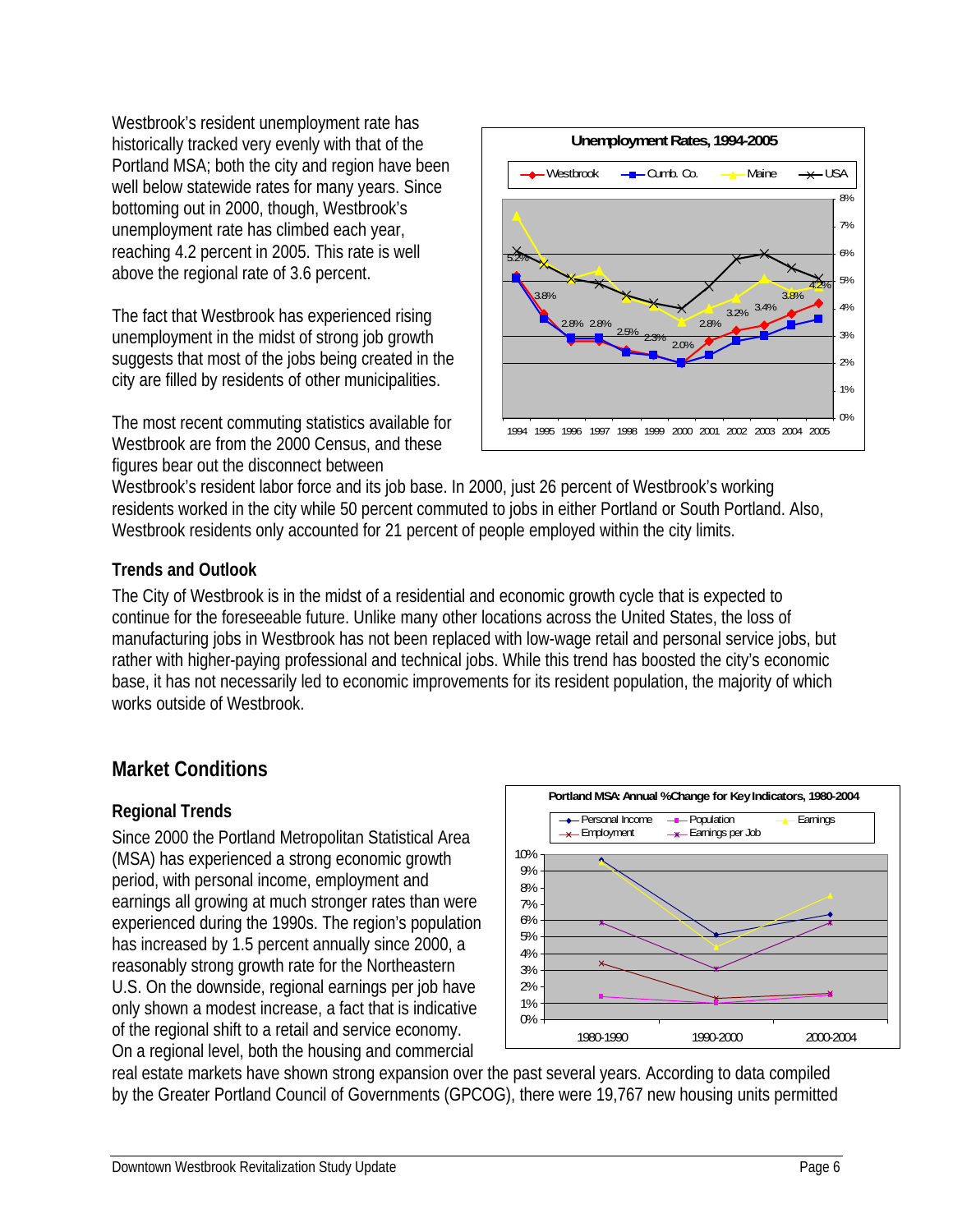Westbrook's resident unemployment rate has historically tracked very evenly with that of the Portland MSA; both the city and region have been well below statewide rates for many years. Since bottoming out in 2000, though, Westbrook's unemployment rate has climbed each year, reaching 4.2 percent in 2005. This rate is well above the regional rate of 3.6 percent.

The fact that Westbrook has experienced rising unemployment in the midst of strong job growth suggests that most of the jobs being created in the city are filled by residents of other municipalities.

The most recent commuting statistics available for Westbrook are from the 2000 Census, and these figures bear out the disconnect between Westbrook's resident labor force and its job base. In 2000, just 26 percent of Westbrook's working residents worked in the city while 50 percent commuted to jobs in either Portland or South Portland. Also, Westbrook residents only accounted for 21 percent of people employed within the city limits.

### Trends and Outlook

The City of Westbrook is in the midst of a residential and economic growth cycle that is expected to continue for the foreseeable future. Unlike many other locations across the United States, the loss of manufacturing jobs in Westbrook has not been replaced with low-wage retail and personal service jobs, but rather with higher-paying professional and technical jobs. While this trend has boosted the city's economic base, it has not necessarily led to economic improvements for its resident population, the majority of which works outside of Westbrook.

## Market Conditions

### Regional Trends

Since 2000 the Portland Metropolitan Statistical Area (MSA) has experienced a strong economic growth period, with personal income, employment and earnings all growing at much stronger rates than were experienced during the 1990s. The region's population has increased by 1.5 percent annually since 2000, a reasonably strong growth rate for the Northeastern U.S. On the downside, regional earnings per job have only shown a modest increase, a fact that is indicative of the regional shift to a retail and service economy. On a regional level, both the housing and commercial real estate markets have shown strong expansion over the past several years. According to data compiled by the Greater Portland Council of Governments (GPCOG), there were 19,767 new housing units permitted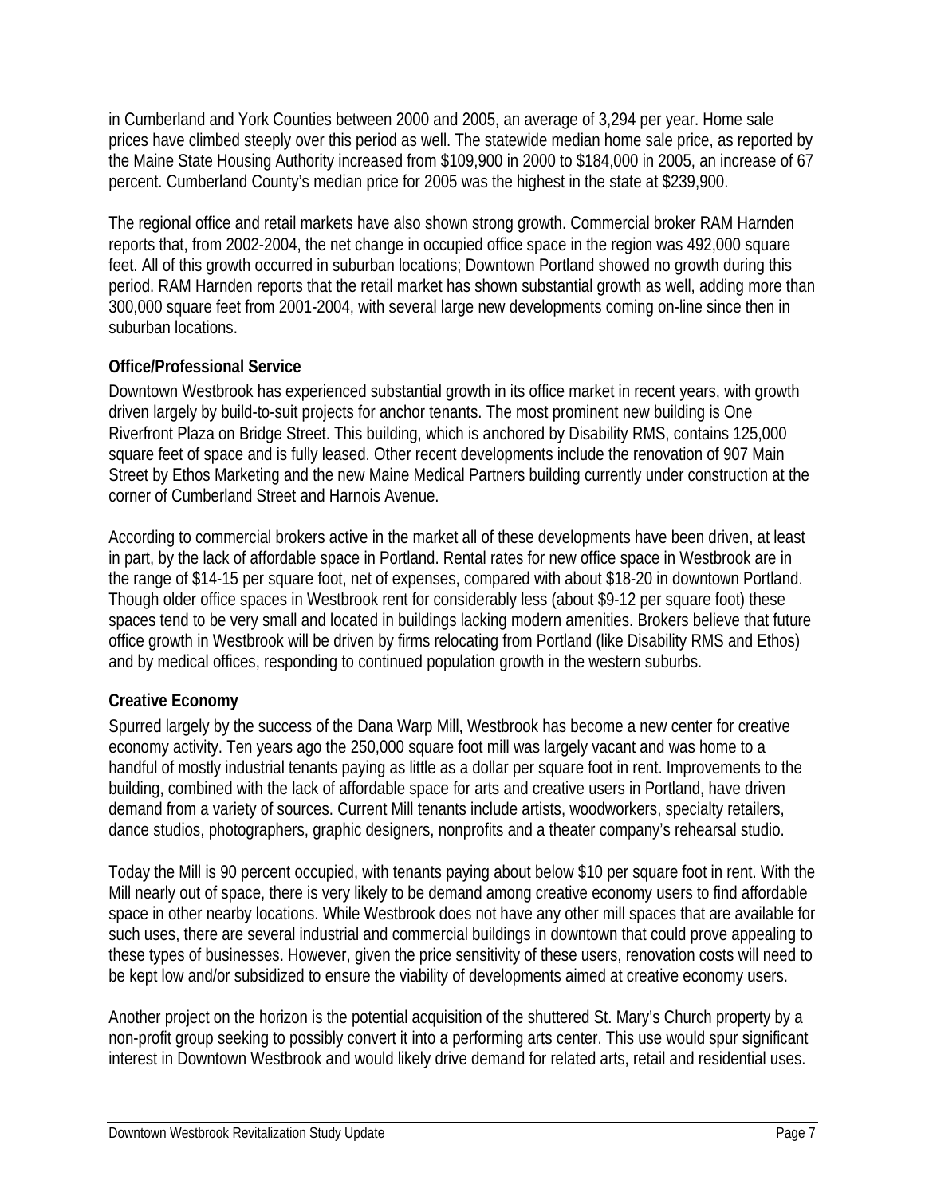in Cumberland and York Counties between 2000 and 2005, an average of 3,294 per year. Home sale prices have climbed steeply over this period as well. The statewide median home sale price, as reported by the Maine State Housing Authority increased from $109,900 in 2000 to $184,000 in 2005, an increase of 67 percent. Cumberland County's median price for 2005 was the highest in the state at $239,900.

The regional office and retail markets have also shown strong growth. Commercial broker RAM Harnden reports that, from 2002-2004, the net change in occupied office space in the region was 492,000 square feet. All of this growth occurred in suburban locations; Downtown Portland showed no growth during this period. RAM Harnden reports that the retail market has shown substantial growth as well, adding more than 300,000 square feet from 2001-2004, with several large new developments coming on-line since then in suburban locations.

**Office/Professional Service**

Downtown Westbrook has experienced substantial growth in its office market in recent years, with growth driven largely by build-to-suit projects for anchor tenants. The most prominent new building is One Riverfront Plaza on Bridge Street. This building, which is anchored by Disability RMS, contains 125,000 square feet of space and is fully leased. Other recent developments include the renovation of 907 Main Street by Ethos Marketing and the new Maine Medical Partners building currently under construction at the corner of Cumberland Street and Harnois Avenue.

According to commercial brokers active in the market all of these developments have been driven, at least in part, by the lack of affordable space in Portland. Rental rates for new office space in Westbrook are in the range of $14-15 per square foot, net of expenses, compared with about $18-20 in downtown Portland. Though older office spaces in Westbrook rent for considerably less (about $9-12 per square foot) these spaces tend to be very small and located in buildings lacking modern amenities. Brokers believe that future office growth in Westbrook will be driven by firms relocating from Portland (like Disability RMS and Ethos) and by medical offices, responding to continued population growth in the western suburbs.

**Creative Economy**

Spurred largely by the success of the Dana Warp Mill, Westbrook has become a new center for creative economy activity. Ten years ago the 250,000 square foot mill was largely vacant and was home to a handful of mostly industrial tenants paying as little as a dollar per square foot in rent. Improvements to the building, combined with the lack of affordable space for arts and creative users in Portland, have driven demand from a variety of sources. Current Mill tenants include artists, woodworkers, specialty retailers, dance studios, photographers, graphic designers, nonprofits and a theater company's rehearsal studio.

Today the Mill is 90 percent occupied, with tenants paying about below $10 per square foot in rent. With the Mill nearly out of space, there is very likely to be demand among creative economy users to find affordable space in other nearby locations. While Westbrook does not have any other mill spaces that are available for such uses, there are several industrial and commercial buildings in downtown that could prove appealing to these types of businesses. However, given the price sensitivity of these users, renovation costs will need to be kept low and/or subsidized to ensure the viability of developments aimed at creative economy users.

Another project on the horizon is the potential acquisition of the shuttered St. Mary's Church property by a non-profit group seeking to possibly convert it into a performing arts center. This use would spur significant interest in Downtown Westbrook and would likely drive demand for related arts, retail and residential uses.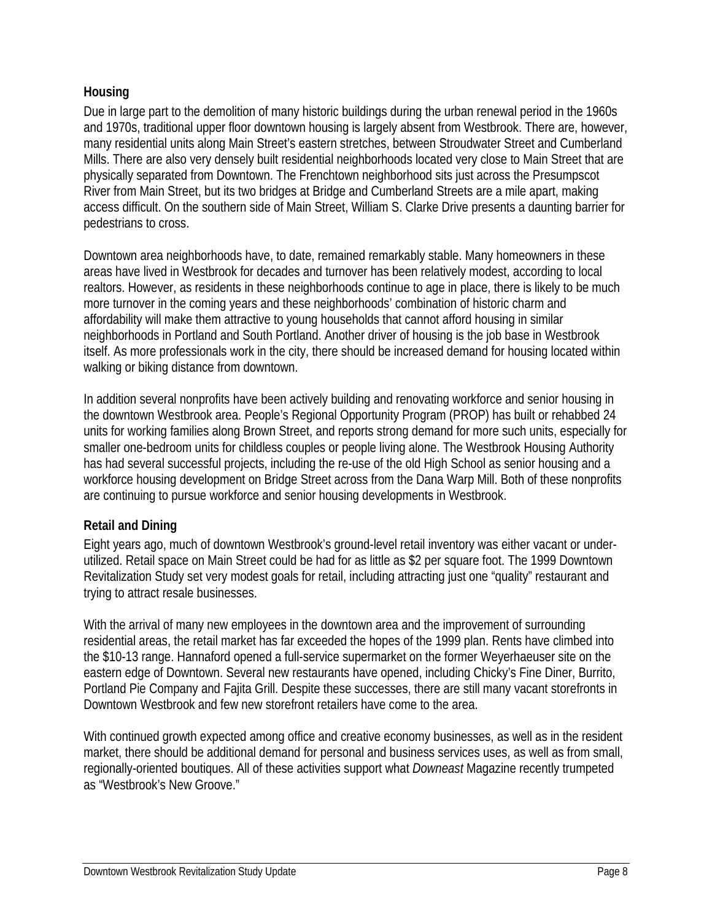### Housing

Due in large part to the demolition of many historic buildings during the urban renewal period in the 1960s and 1970s, traditional upper floor downtown housing is largely absent from Westbrook. There are, however, many residential units along Main Street's eastern stretches, between Stroudwater Street and Cumberland Mills. There are also very densely built residential neighborhoods located very close to Main Street that are physically separated from Downtown. The Frenchtown neighborhood sits just across the Presumpscot River from Main Street, but its two bridges at Bridge and Cumberland Streets are a mile apart, making access difficult. On the southern side of Main Street, William S. Clarke Drive presents a daunting barrier for pedestrians to cross.

Downtown area neighborhoods have, to date, remained remarkably stable. Many homeowners in these areas have lived in Westbrook for decades and turnover has been relatively modest, according to local realtors. However, as residents in these neighborhoods continue to age in place, there is likely to be much more turnover in the coming years and these neighborhoods' combination of historic charm and affordability will make them attractive to young households that cannot afford housing in similar neighborhoods in Portland and South Portland. Another driver of housing is the job base in Westbrook itself. As more professionals work in the city, there should be increased demand for housing located within walking or biking distance from downtown.

In addition several nonprofits have been actively building and renovating workforce and senior housing in the downtown Westbrook area. People's Regional Opportunity Program (PROP) has built or rehabbed 24 units for working families along Brown Street, and reports strong demand for more such units, especially for smaller one-bedroom units for childless couples or people living alone. The Westbrook Housing Authority has had several successful projects, including the re-use of the old High School as senior housing and a workforce housing development on Bridge Street across from the Dana Warp Mill. Both of these nonprofits are continuing to pursue workforce and senior housing developments in Westbrook.

### Retail and Dining

Eight years ago, much of downtown Westbrook's ground-level retail inventory was either vacant or under-utilized. Retail space on Main Street could be had for as little as $2 per square foot. The 1999 Downtown Revitalization Study set very modest goals for retail, including attracting just one "quality" restaurant and trying to attract resale businesses.

With the arrival of many new employees in the downtown area and the improvement of surrounding residential areas, the retail market has far exceeded the hopes of the 1999 plan. Rents have climbed into the $10-13 range. Hannaford opened a full-service supermarket on the former Weyerhaeuser site on the eastern edge of Downtown. Several new restaurants have opened, including Chicky's Fine Diner, Burrito, Portland Pie Company and Fajita Grill. Despite these successes, there are still many vacant storefronts in Downtown Westbrook and few new storefront retailers have come to the area.

With continued growth expected among office and creative economy businesses, as well as in the resident market, there should be additional demand for personal and business services uses, as well as from small, regionally-oriented boutiques. All of these activities support what *Downeast* Magazine recently trumpeted as "Westbrook's New Groove."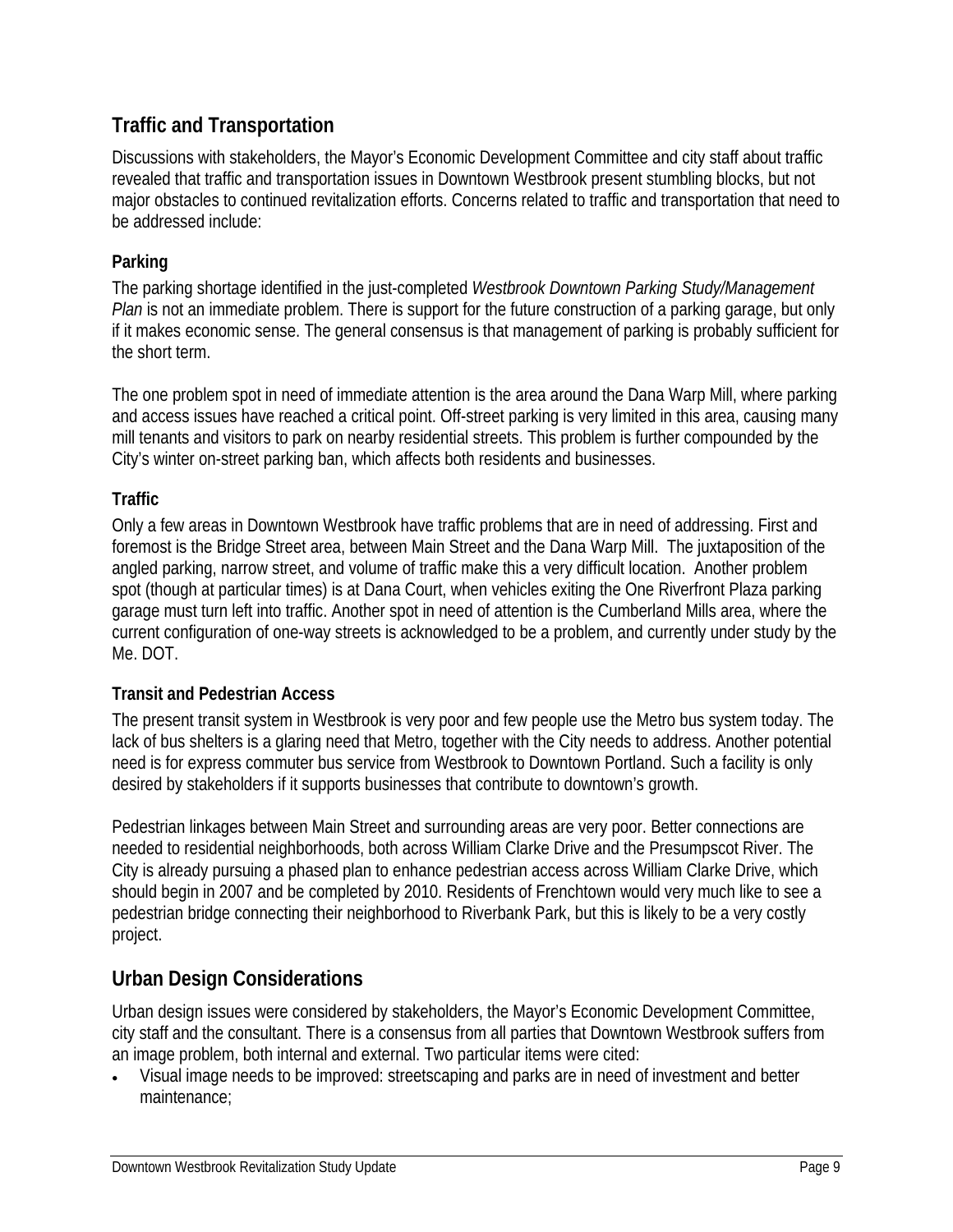## Traffic and Transportation

Discussions with stakeholders, the Mayor's Economic Development Committee and city staff about traffic revealed that traffic and transportation issues in Downtown Westbrook present stumbling blocks, but not major obstacles to continued revitalization efforts. Concerns related to traffic and transportation that need to be addressed include:

### Parking

The parking shortage identified in the just-completed *Westbrook Downtown Parking Study/Management Plan* is not an immediate problem. There is support for the future construction of a parking garage, but only if it makes economic sense. The general consensus is that management of parking is probably sufficient for the short term.

The one problem spot in need of immediate attention is the area around the Dana Warp Mill, where parking and access issues have reached a critical point. Off-street parking is very limited in this area, causing many mill tenants and visitors to park on nearby residential streets. This problem is further compounded by the City's winter on-street parking ban, which affects both residents and businesses.

### Traffic

Only a few areas in Downtown Westbrook have traffic problems that are in need of addressing. First and foremost is the Bridge Street area, between Main Street and the Dana Warp Mill. The juxtaposition of the angled parking, narrow street, and volume of traffic make this a very difficult location. Another problem spot (though at particular times) is at Dana Court, when vehicles exiting the One Riverfront Plaza parking garage must turn left into traffic. Another spot in need of attention is the Cumberland Mills area, where the current configuration of one-way streets is acknowledged to be a problem, and currently under study by the Me. DOT.

### Transit and Pedestrian Access

The present transit system in Westbrook is very poor and few people use the Metro bus system today. The lack of bus shelters is a glaring need that Metro, together with the City needs to address. Another potential need is for express commuter bus service from Westbrook to Downtown Portland. Such a facility is only desired by stakeholders if it supports businesses that contribute to downtown's growth.

Pedestrian linkages between Main Street and surrounding areas are very poor. Better connections are needed to residential neighborhoods, both across William Clarke Drive and the Presumpscot River. The City is already pursuing a phased plan to enhance pedestrian access across William Clarke Drive, which should begin in 2007 and be completed by 2010. Residents of Frenchtown would very much like to see a pedestrian bridge connecting their neighborhood to Riverbank Park, but this is likely to be a very costly project.

## Urban Design Considerations

Urban design issues were considered by stakeholders, the Mayor's Economic Development Committee, city staff and the consultant. There is a consensus from all parties that Downtown Westbrook suffers from an image problem, both internal and external. Two particular items were cited:

- Visual image needs to be improved: streetscaping and parks are in need of investment and better maintenance;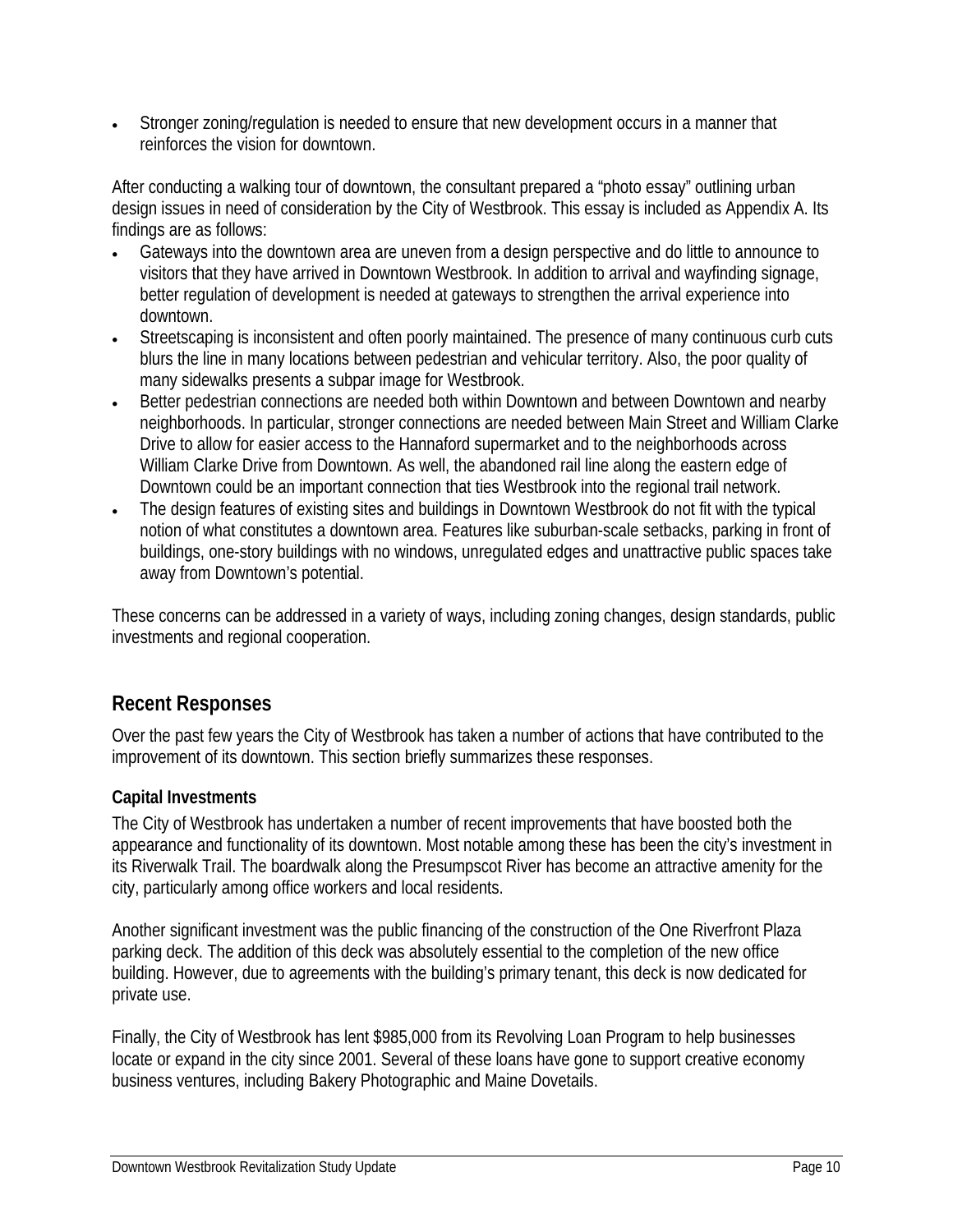- Stronger zoning/regulation is needed to ensure that new development occurs in a manner that reinforces the vision for downtown.

After conducting a walking tour of downtown, the consultant prepared a "photo essay" outlining urban design issues in need of consideration by the City of Westbrook. This essay is included as Appendix A. Its findings are as follows:

- Gateways into the downtown area are uneven from a design perspective and do little to announce to visitors that they have arrived in Downtown Westbrook. In addition to arrival and wayfinding signage, better regulation of development is needed at gateways to strengthen the arrival experience into downtown.
- Streetscaping is inconsistent and often poorly maintained. The presence of many continuous curb cuts blurs the line in many locations between pedestrian and vehicular territory. Also, the poor quality of many sidewalks presents a subpar image for Westbrook.
- Better pedestrian connections are needed both within Downtown and between Downtown and nearby neighborhoods. In particular, stronger connections are needed between Main Street and William Clarke Drive to allow for easier access to the Hannaford supermarket and to the neighborhoods across William Clarke Drive from Downtown. As well, the abandoned rail line along the eastern edge of Downtown could be an important connection that ties Westbrook into the regional trail network.
- The design features of existing sites and buildings in Downtown Westbrook do not fit with the typical notion of what constitutes a downtown area. Features like suburban-scale setbacks, parking in front of buildings, one-story buildings with no windows, unregulated edges and unattractive public spaces take away from Downtown's potential.

These concerns can be addressed in a variety of ways, including zoning changes, design standards, public investments and regional cooperation.

## Recent Responses

Over the past few years the City of Westbrook has taken a number of actions that have contributed to the improvement of its downtown. This section briefly summarizes these responses.

### Capital Investments

The City of Westbrook has undertaken a number of recent improvements that have boosted both the appearance and functionality of its downtown. Most notable among these has been the city's investment in its Riverwalk Trail. The boardwalk along the Presumpscot River has become an attractive amenity for the city, particularly among office workers and local residents.

Another significant investment was the public financing of the construction of the One Riverfront Plaza parking deck. The addition of this deck was absolutely essential to the completion of the new office building. However, due to agreements with the building's primary tenant, this deck is now dedicated for private use.

Finally, the City of Westbrook has lent $985,000 from its Revolving Loan Program to help businesses locate or expand in the city since 2001. Several of these loans have gone to support creative economy business ventures, including Bakery Photographic and Maine Dovetails.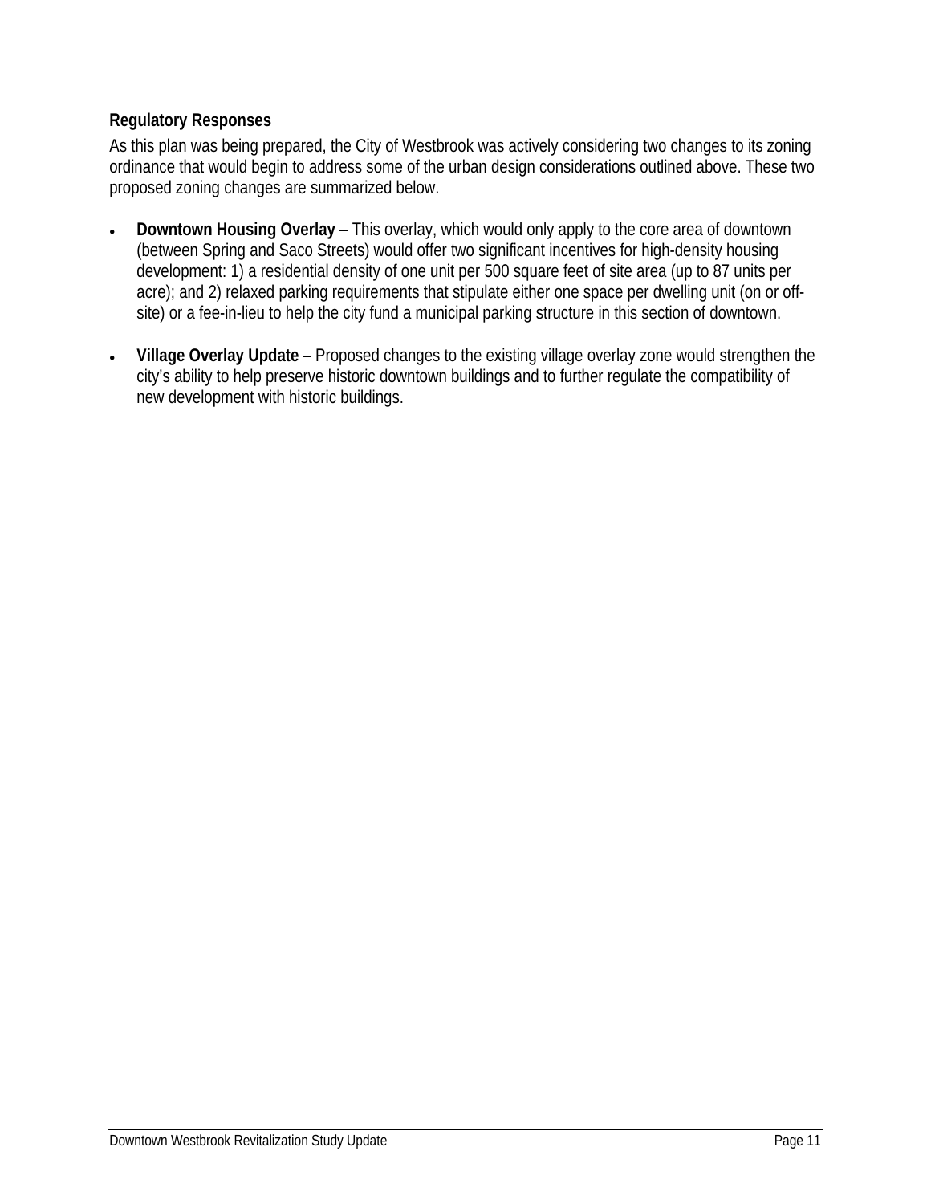### Regulatory Responses

As this plan was being prepared, the City of Westbrook was actively considering two changes to its zoning ordinance that would begin to address some of the urban design considerations outlined above. These two proposed zoning changes are summarized below.

- **Downtown Housing Overlay** – This overlay, which would only apply to the core area of downtown (between Spring and Saco Streets) would offer two significant incentives for high-density housing development: 1) a residential density of one unit per 500 square feet of site area (up to 87 units per acre); and 2) relaxed parking requirements that stipulate either one space per dwelling unit (on or off-site) or a fee-in-lieu to help the city fund a municipal parking structure in this section of downtown.

- **Village Overlay Update** – Proposed changes to the existing village overlay zone would strengthen the city's ability to help preserve historic downtown buildings and to further regulate the compatibility of new development with historic buildings.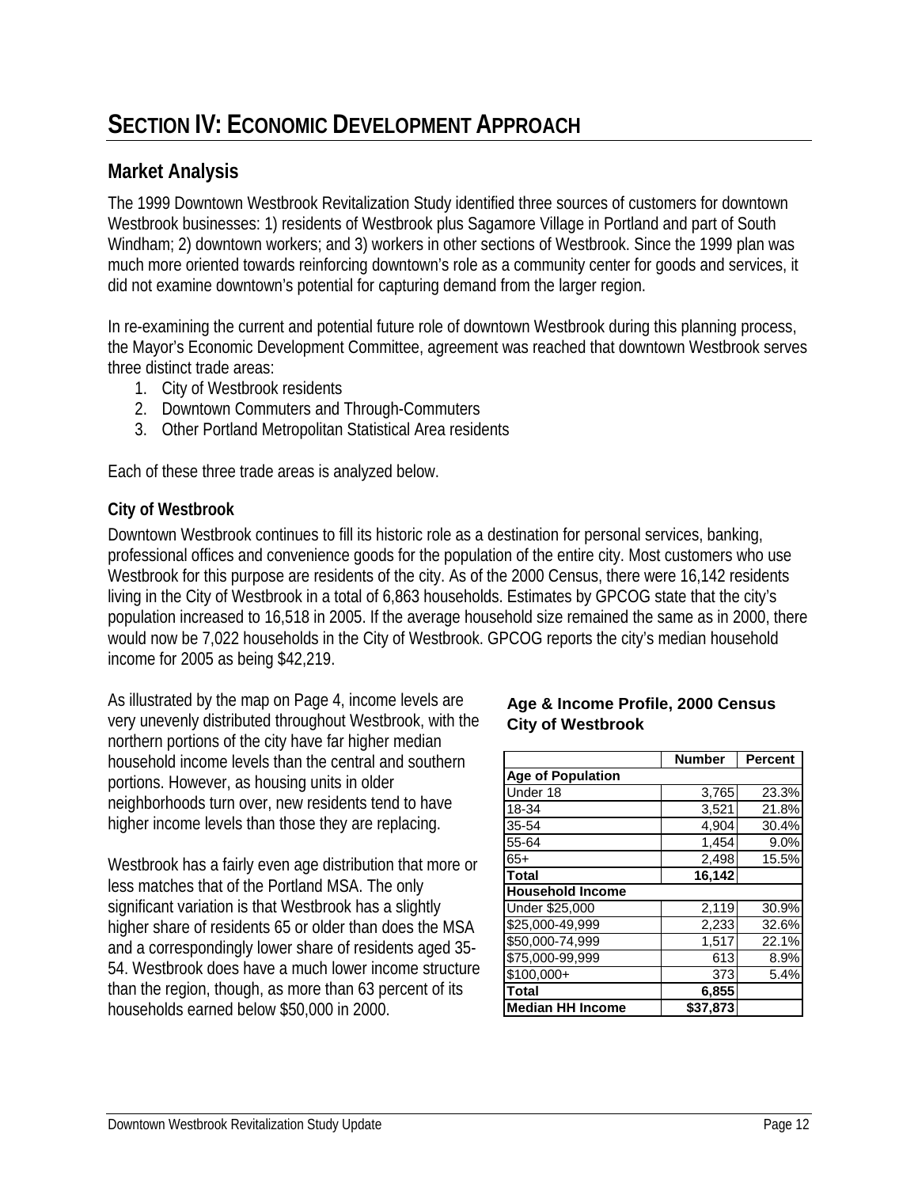# SECTION IV: ECONOMIC DEVELOPMENT APPROACH

## Market Analysis

The 1999 Downtown Westbrook Revitalization Study identified three sources of customers for downtown Westbrook businesses: 1) residents of Westbrook plus Sagamore Village in Portland and part of South Windham; 2) downtown workers; and 3) workers in other sections of Westbrook. Since the 1999 plan was much more oriented towards reinforcing downtown's role as a community center for goods and services, it did not examine downtown's potential for capturing demand from the larger region.

In re-examining the current and potential future role of downtown Westbrook during this planning process, the Mayor's Economic Development Committee, agreement was reached that downtown Westbrook serves three distinct trade areas:

1. City of Westbrook residents
2. Downtown Commuters and Through-Commuters
3. Other Portland Metropolitan Statistical Area residents

Each of these three trade areas is analyzed below.

### City of Westbrook

Downtown Westbrook continues to fill its historic role as a destination for personal services, banking, professional offices and convenience goods for the population of the entire city. Most customers who use Westbrook for this purpose are residents of the city. As of the 2000 Census, there were 16,142 residents living in the City of Westbrook in a total of 6,863 households. Estimates by GPCOG state that the city's population increased to 16,518 in 2005. If the average household size remained the same as in 2000, there would now be 7,022 households in the City of Westbrook. GPCOG reports the city's median household income for 2005 as being $42,219.

As illustrated by the map on Page 4, income levels are very unevenly distributed throughout Westbrook, with the northern portions of the city have far higher median household income levels than the central and southern portions. However, as housing units in older neighborhoods turn over, new residents tend to have higher income levels than those they are replacing.

Westbrook has a fairly even age distribution that more or less matches that of the Portland MSA. The only significant variation is that Westbrook has a slightly higher share of residents 65 or older than does the MSA and a correspondingly lower share of residents aged 35-54. Westbrook does have a much lower income structure than the region, though, as more than 63 percent of its households earned below $50,000 in 2000.

**Age & Income Profile, 2000 Census City of Westbrook**

| | Number | Percent |
|---|---|---|
| **Age of Population** | | |
| Under 18 | 3,765 | 23.3% |
| 18-34 | 3,521 | 21.8% |
| 35-54 | 4,904 | 30.4% |
| 55-64 | 1,454 | 9.0% |
| 65+ | 2,498 | 15.5% |
| **Total** | **16,142** | |
| **Household Income** | | |
| Under $25,000 | 2,119 | 30.9% |
| $25,000-49,999 | 2,233 | 32.6% |
| $50,000-74,999 | 1,517 | 22.1% |
| $75,000-99,999 | 613 | 8.9% |
| $100,000+ | 373 | 5.4% |
| **Total** | **6,855** | |
| **Median HH Income** | **$37,873** | |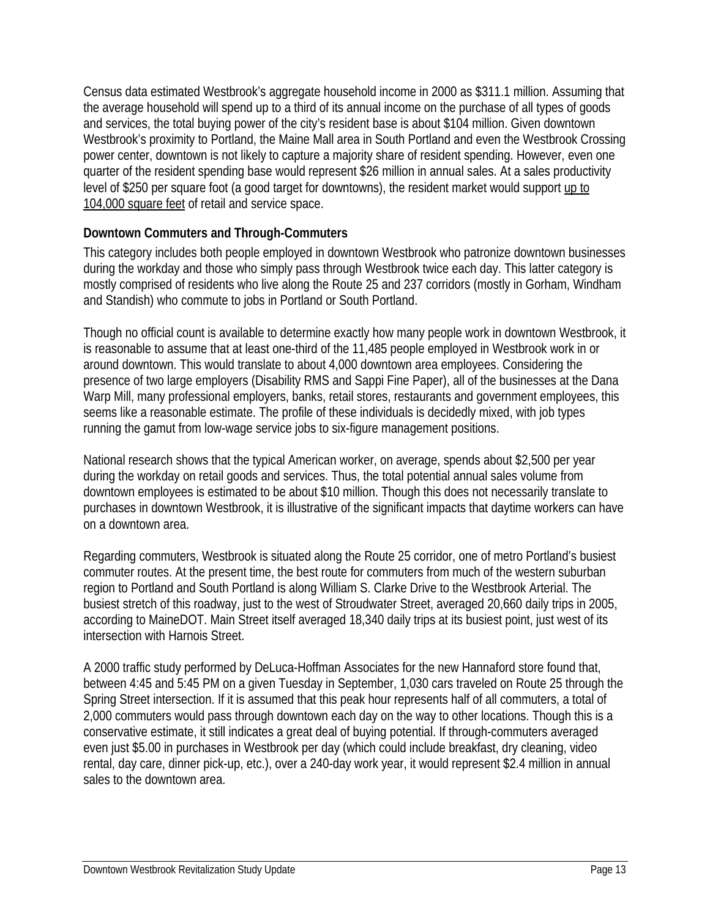Census data estimated Westbrook's aggregate household income in 2000 as $311.1 million. Assuming that the average household will spend up to a third of its annual income on the purchase of all types of goods and services, the total buying power of the city's resident base is about $104 million. Given downtown Westbrook's proximity to Portland, the Maine Mall area in South Portland and even the Westbrook Crossing power center, downtown is not likely to capture a majority share of resident spending. However, even one quarter of the resident spending base would represent $26 million in annual sales. At a sales productivity level of $250 per square foot (a good target for downtowns), the resident market would support up to 104,000 square feet of retail and service space.

### Downtown Commuters and Through-Commuters

This category includes both people employed in downtown Westbrook who patronize downtown businesses during the workday and those who simply pass through Westbrook twice each day. This latter category is mostly comprised of residents who live along the Route 25 and 237 corridors (mostly in Gorham, Windham and Standish) who commute to jobs in Portland or South Portland.

Though no official count is available to determine exactly how many people work in downtown Westbrook, it is reasonable to assume that at least one-third of the 11,485 people employed in Westbrook work in or around downtown. This would translate to about 4,000 downtown area employees. Considering the presence of two large employers (Disability RMS and Sappi Fine Paper), all of the businesses at the Dana Warp Mill, many professional employers, banks, retail stores, restaurants and government employees, this seems like a reasonable estimate. The profile of these individuals is decidedly mixed, with job types running the gamut from low-wage service jobs to six-figure management positions.

National research shows that the typical American worker, on average, spends about $2,500 per year during the workday on retail goods and services. Thus, the total potential annual sales volume from downtown employees is estimated to be about $10 million. Though this does not necessarily translate to purchases in downtown Westbrook, it is illustrative of the significant impacts that daytime workers can have on a downtown area.

Regarding commuters, Westbrook is situated along the Route 25 corridor, one of metro Portland's busiest commuter routes. At the present time, the best route for commuters from much of the western suburban region to Portland and South Portland is along William S. Clarke Drive to the Westbrook Arterial. The busiest stretch of this roadway, just to the west of Stroudwater Street, averaged 20,660 daily trips in 2005, according to MaineDOT. Main Street itself averaged 18,340 daily trips at its busiest point, just west of its intersection with Harnois Street.

A 2000 traffic study performed by DeLuca-Hoffman Associates for the new Hannaford store found that, between 4:45 and 5:45 PM on a given Tuesday in September, 1,030 cars traveled on Route 25 through the Spring Street intersection. If it is assumed that this peak hour represents half of all commuters, a total of 2,000 commuters would pass through downtown each day on the way to other locations. Though this is a conservative estimate, it still indicates a great deal of buying potential. If through-commuters averaged even just $5.00 in purchases in Westbrook per day (which could include breakfast, dry cleaning, video rental, day care, dinner pick-up, etc.), over a 240-day work year, it would represent $2.4 million in annual sales to the downtown area.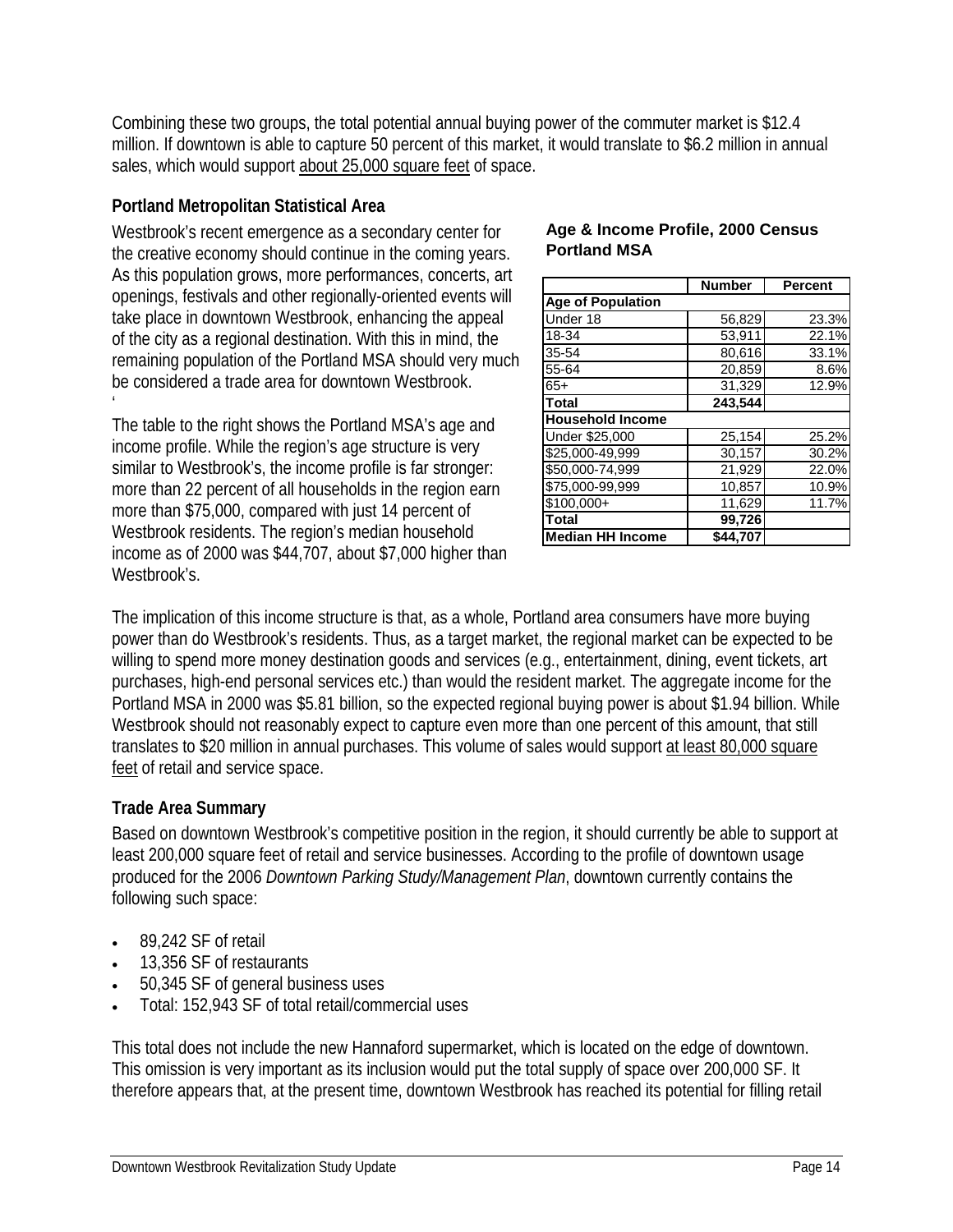Combining these two groups, the total potential annual buying power of the commuter market is $12.4 million. If downtown is able to capture 50 percent of this market, it would translate to $6.2 million in annual sales, which would support about 25,000 square feet of space.

### Portland Metropolitan Statistical Area

Westbrook's recent emergence as a secondary center for the creative economy should continue in the coming years. As this population grows, more performances, concerts, art openings, festivals and other regionally-oriented events will take place in downtown Westbrook, enhancing the appeal of the city as a regional destination. With this in mind, the remaining population of the Portland MSA should very much be considered a trade area for downtown Westbrook.

The table to the right shows the Portland MSA's age and income profile. While the region's age structure is very similar to Westbrook's, the income profile is far stronger: more than 22 percent of all households in the region earn more than $75,000, compared with just 14 percent of Westbrook residents. The region's median household income as of 2000 was $44,707, about $7,000 higher than Westbrook's.

**Age & Income Profile, 2000 Census Portland MSA**

| | Number | Percent |
|---|---|---|
| **Age of Population** | | |
| Under 18 | 56,829 | 23.3% |
| 18-34 | 53,911 | 22.1% |
| 35-54 | 80,616 | 33.1% |
| 55-64 | 20,859 | 8.6% |
| 65+ | 31,329 | 12.9% |
| **Total** | **243,544** | |
| **Household Income** | | |
| Under $25,000 | 25,154 | 25.2% |
| $25,000-49,999 | 30,157 | 30.2% |
| $50,000-74,999 | 21,929 | 22.0% |
| $75,000-99,999 | 10,857 | 10.9% |
| $100,000+ | 11,629 | 11.7% |
| **Total** | **99,726** | |
| **Median HH Income** | **$44,707** | |

The implication of this income structure is that, as a whole, Portland area consumers have more buying power than do Westbrook's residents. Thus, as a target market, the regional market can be expected to be willing to spend more money destination goods and services (e.g., entertainment, dining, event tickets, art purchases, high-end personal services etc.) than would the resident market. The aggregate income for the Portland MSA in 2000 was $5.81 billion, so the expected regional buying power is about $1.94 billion. While Westbrook should not reasonably expect to capture even more than one percent of this amount, that still translates to $20 million in annual purchases. This volume of sales would support at least 80,000 square feet of retail and service space.

### Trade Area Summary

Based on downtown Westbrook's competitive position in the region, it should currently be able to support at least 200,000 square feet of retail and service businesses. According to the profile of downtown usage produced for the 2006 *Downtown Parking Study/Management Plan*, downtown currently contains the following such space:

- 89,242 SF of retail
- 13,356 SF of restaurants
- 50,345 SF of general business uses
- Total: 152,943 SF of total retail/commercial uses

This total does not include the new Hannaford supermarket, which is located on the edge of downtown. This omission is very important as its inclusion would put the total supply of space over 200,000 SF. It therefore appears that, at the present time, downtown Westbrook has reached its potential for filling retail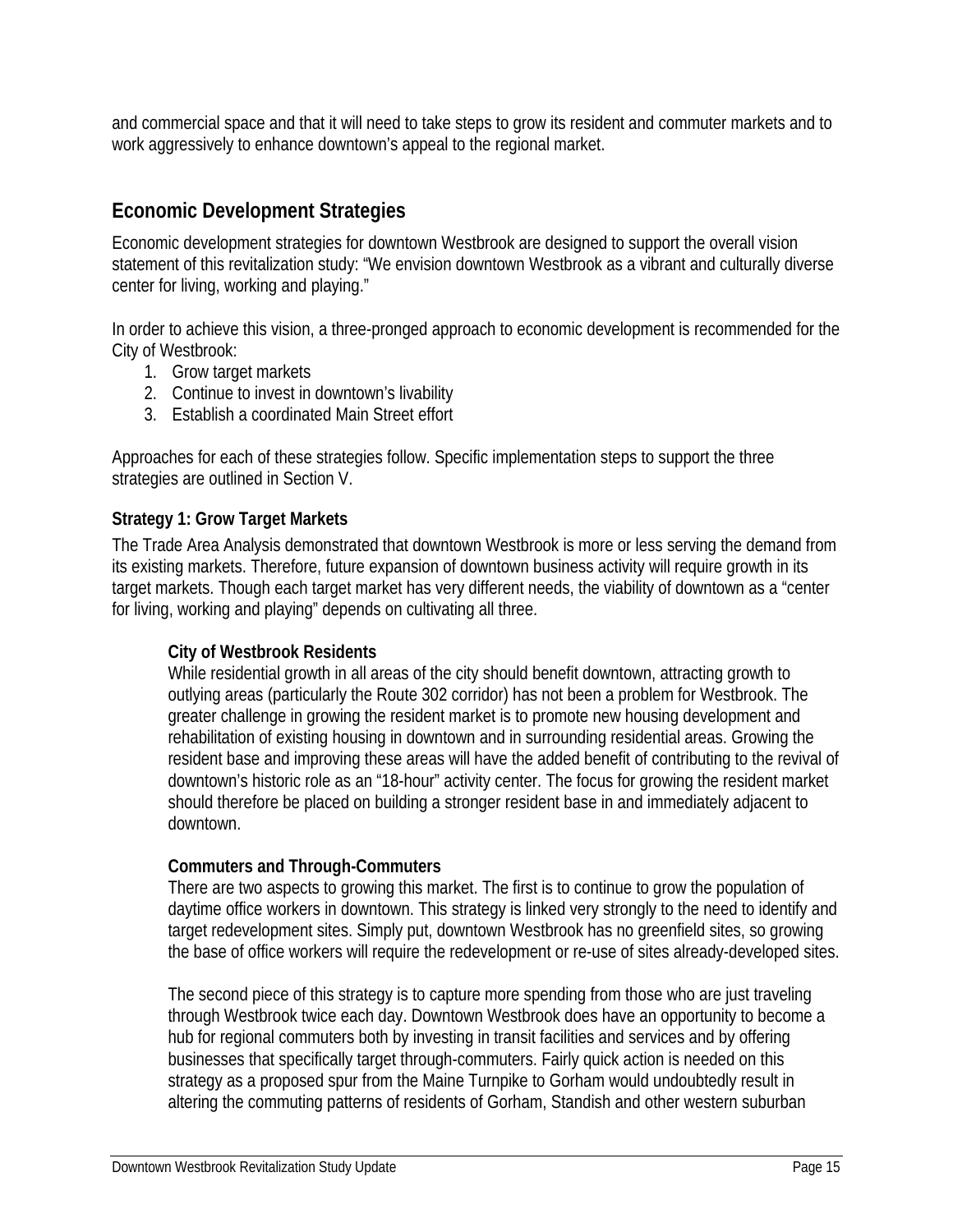and commercial space and that it will need to take steps to grow its resident and commuter markets and to work aggressively to enhance downtown's appeal to the regional market.

## Economic Development Strategies

Economic development strategies for downtown Westbrook are designed to support the overall vision statement of this revitalization study: "We envision downtown Westbrook as a vibrant and culturally diverse center for living, working and playing."

In order to achieve this vision, a three-pronged approach to economic development is recommended for the City of Westbrook:

1. Grow target markets
2. Continue to invest in downtown's livability
3. Establish a coordinated Main Street effort

Approaches for each of these strategies follow. Specific implementation steps to support the three strategies are outlined in Section V.

### Strategy 1: Grow Target Markets

The Trade Area Analysis demonstrated that downtown Westbrook is more or less serving the demand from its existing markets. Therefore, future expansion of downtown business activity will require growth in its target markets. Though each target market has very different needs, the viability of downtown as a "center for living, working and playing" depends on cultivating all three.

#### City of Westbrook Residents

While residential growth in all areas of the city should benefit downtown, attracting growth to outlying areas (particularly the Route 302 corridor) has not been a problem for Westbrook. The greater challenge in growing the resident market is to promote new housing development and rehabilitation of existing housing in downtown and in surrounding residential areas. Growing the resident base and improving these areas will have the added benefit of contributing to the revival of downtown's historic role as an "18-hour" activity center. The focus for growing the resident market should therefore be placed on building a stronger resident base in and immediately adjacent to downtown.

#### Commuters and Through-Commuters

There are two aspects to growing this market. The first is to continue to grow the population of daytime office workers in downtown. This strategy is linked very strongly to the need to identify and target redevelopment sites. Simply put, downtown Westbrook has no greenfield sites, so growing the base of office workers will require the redevelopment or re-use of sites already-developed sites.

The second piece of this strategy is to capture more spending from those who are just traveling through Westbrook twice each day. Downtown Westbrook does have an opportunity to become a hub for regional commuters both by investing in transit facilities and services and by offering businesses that specifically target through-commuters. Fairly quick action is needed on this strategy as a proposed spur from the Maine Turnpike to Gorham would undoubtedly result in altering the commuting patterns of residents of Gorham, Standish and other western suburban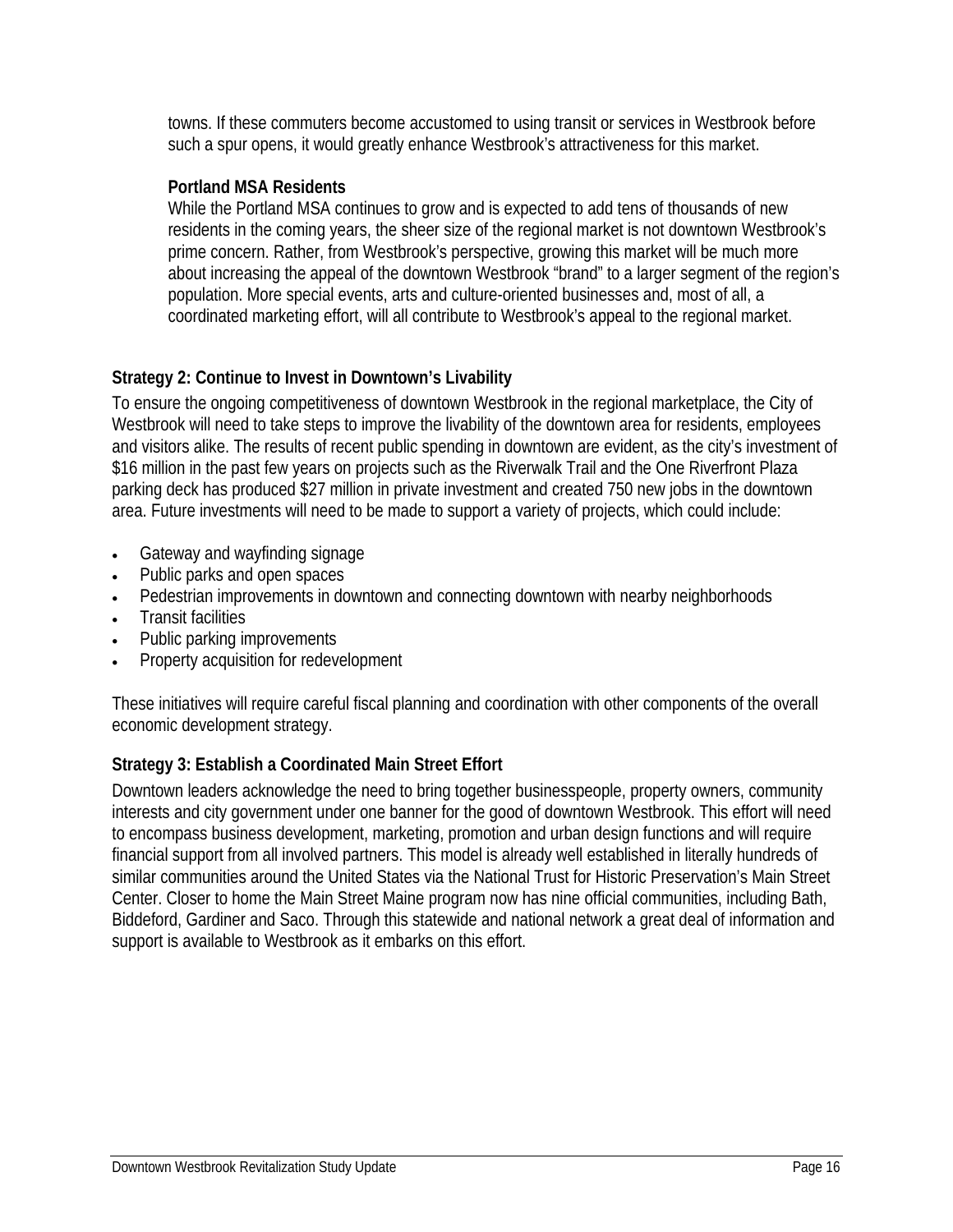towns. If these commuters become accustomed to using transit or services in Westbrook before such a spur opens, it would greatly enhance Westbrook's attractiveness for this market.

**Portland MSA Residents**

While the Portland MSA continues to grow and is expected to add tens of thousands of new residents in the coming years, the sheer size of the regional market is not downtown Westbrook's prime concern. Rather, from Westbrook's perspective, growing this market will be much more about increasing the appeal of the downtown Westbrook "brand" to a larger segment of the region's population. More special events, arts and culture-oriented businesses and, most of all, a coordinated marketing effort, will all contribute to Westbrook's appeal to the regional market.

### Strategy 2: Continue to Invest in Downtown's Livability

To ensure the ongoing competitiveness of downtown Westbrook in the regional marketplace, the City of Westbrook will need to take steps to improve the livability of the downtown area for residents, employees and visitors alike. The results of recent public spending in downtown are evident, as the city's investment of $16 million in the past few years on projects such as the Riverwalk Trail and the One Riverfront Plaza parking deck has produced $27 million in private investment and created 750 new jobs in the downtown area. Future investments will need to be made to support a variety of projects, which could include:

- Gateway and wayfinding signage
- Public parks and open spaces
- Pedestrian improvements in downtown and connecting downtown with nearby neighborhoods
- Transit facilities
- Public parking improvements
- Property acquisition for redevelopment

These initiatives will require careful fiscal planning and coordination with other components of the overall economic development strategy.

### Strategy 3: Establish a Coordinated Main Street Effort

Downtown leaders acknowledge the need to bring together businesspeople, property owners, community interests and city government under one banner for the good of downtown Westbrook. This effort will need to encompass business development, marketing, promotion and urban design functions and will require financial support from all involved partners. This model is already well established in literally hundreds of similar communities around the United States via the National Trust for Historic Preservation's Main Street Center. Closer to home the Main Street Maine program now has nine official communities, including Bath, Biddeford, Gardiner and Saco. Through this statewide and national network a great deal of information and support is available to Westbrook as it embarks on this effort.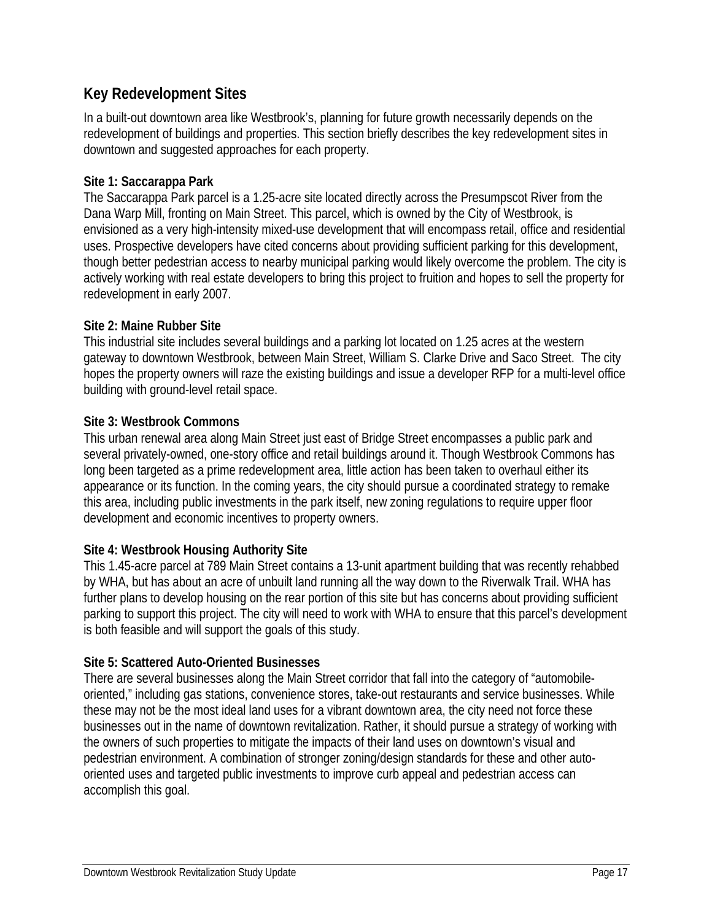## Key Redevelopment Sites

In a built-out downtown area like Westbrook's, planning for future growth necessarily depends on the redevelopment of buildings and properties. This section briefly describes the key redevelopment sites in downtown and suggested approaches for each property.

**Site 1: Saccarappa Park**

The Saccarappa Park parcel is a 1.25-acre site located directly across the Presumpscot River from the Dana Warp Mill, fronting on Main Street. This parcel, which is owned by the City of Westbrook, is envisioned as a very high-intensity mixed-use development that will encompass retail, office and residential uses. Prospective developers have cited concerns about providing sufficient parking for this development, though better pedestrian access to nearby municipal parking would likely overcome the problem. The city is actively working with real estate developers to bring this project to fruition and hopes to sell the property for redevelopment in early 2007.

**Site 2: Maine Rubber Site**

This industrial site includes several buildings and a parking lot located on 1.25 acres at the western gateway to downtown Westbrook, between Main Street, William S. Clarke Drive and Saco Street. The city hopes the property owners will raze the existing buildings and issue a developer RFP for a multi-level office building with ground-level retail space.

**Site 3: Westbrook Commons**

This urban renewal area along Main Street just east of Bridge Street encompasses a public park and several privately-owned, one-story office and retail buildings around it. Though Westbrook Commons has long been targeted as a prime redevelopment area, little action has been taken to overhaul either its appearance or its function. In the coming years, the city should pursue a coordinated strategy to remake this area, including public investments in the park itself, new zoning regulations to require upper floor development and economic incentives to property owners.

**Site 4: Westbrook Housing Authority Site**

This 1.45-acre parcel at 789 Main Street contains a 13-unit apartment building that was recently rehabbed by WHA, but has about an acre of unbuilt land running all the way down to the Riverwalk Trail. WHA has further plans to develop housing on the rear portion of this site but has concerns about providing sufficient parking to support this project. The city will need to work with WHA to ensure that this parcel's development is both feasible and will support the goals of this study.

**Site 5: Scattered Auto-Oriented Businesses**

There are several businesses along the Main Street corridor that fall into the category of "automobile-oriented," including gas stations, convenience stores, take-out restaurants and service businesses. While these may not be the most ideal land uses for a vibrant downtown area, the city need not force these businesses out in the name of downtown revitalization. Rather, it should pursue a strategy of working with the owners of such properties to mitigate the impacts of their land uses on downtown's visual and pedestrian environment. A combination of stronger zoning/design standards for these and other auto-oriented uses and targeted public investments to improve curb appeal and pedestrian access can accomplish this goal.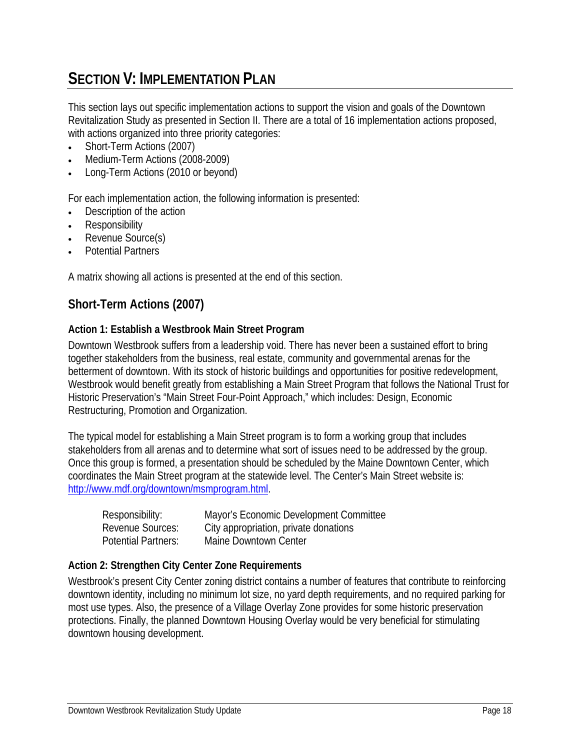# SECTION V: IMPLEMENTATION PLAN

This section lays out specific implementation actions to support the vision and goals of the Downtown Revitalization Study as presented in Section II. There are a total of 16 implementation actions proposed, with actions organized into three priority categories:

- Short-Term Actions (2007)
- Medium-Term Actions (2008-2009)
- Long-Term Actions (2010 or beyond)

For each implementation action, the following information is presented:

- Description of the action
- Responsibility
- Revenue Source(s)
- Potential Partners

A matrix showing all actions is presented at the end of this section.

## Short-Term Actions (2007)

### Action 1: Establish a Westbrook Main Street Program

Downtown Westbrook suffers from a leadership void. There has never been a sustained effort to bring together stakeholders from the business, real estate, community and governmental arenas for the betterment of downtown. With its stock of historic buildings and opportunities for positive redevelopment, Westbrook would benefit greatly from establishing a Main Street Program that follows the National Trust for Historic Preservation's "Main Street Four-Point Approach," which includes: Design, Economic Restructuring, Promotion and Organization.

The typical model for establishing a Main Street program is to form a working group that includes stakeholders from all arenas and to determine what sort of issues need to be addressed by the group. Once this group is formed, a presentation should be scheduled by the Maine Downtown Center, which coordinates the Main Street program at the statewide level. The Center's Main Street website is: [http://www.mdf.org/downtown/msmprogram.html](http://www.mdf.org/downtown/msmprogram.html).

| | |
|---|---|
| Responsibility: | Mayor's Economic Development Committee |
| Revenue Sources: | City appropriation, private donations |
| Potential Partners: | Maine Downtown Center |

### Action 2: Strengthen City Center Zone Requirements

Westbrook's present City Center zoning district contains a number of features that contribute to reinforcing downtown identity, including no minimum lot size, no yard depth requirements, and no required parking for most use types. Also, the presence of a Village Overlay Zone provides for some historic preservation protections. Finally, the planned Downtown Housing Overlay would be very beneficial for stimulating downtown housing development.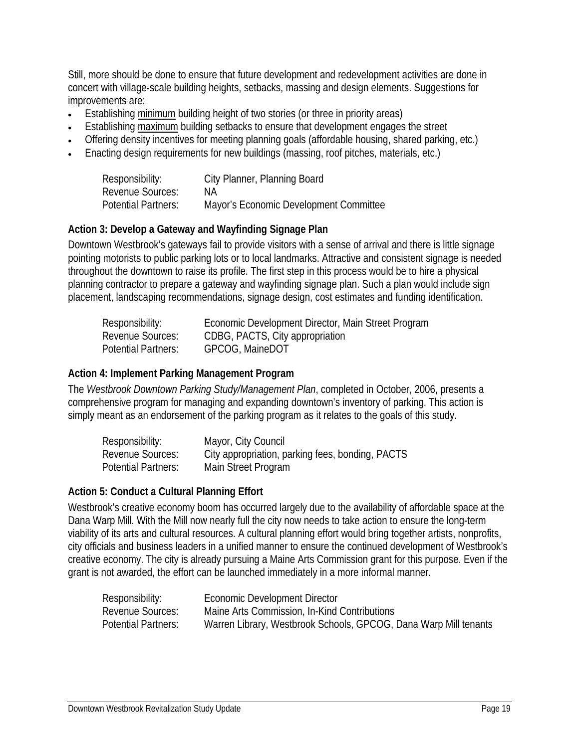Still, more should be done to ensure that future development and redevelopment activities are done in concert with village-scale building heights, setbacks, massing and design elements. Suggestions for improvements are:

- Establishing <u>minimum</u> building height of two stories (or three in priority areas)
- Establishing <u>maximum</u> building setbacks to ensure that development engages the street
- Offering density incentives for meeting planning goals (affordable housing, shared parking, etc.)
- Enacting design requirements for new buildings (massing, roof pitches, materials, etc.)

| | |
|---|---|
| Responsibility: | City Planner, Planning Board |
| Revenue Sources: | NA |
| Potential Partners: | Mayor's Economic Development Committee |

### Action 3: Develop a Gateway and Wayfinding Signage Plan

Downtown Westbrook's gateways fail to provide visitors with a sense of arrival and there is little signage pointing motorists to public parking lots or to local landmarks. Attractive and consistent signage is needed throughout the downtown to raise its profile. The first step in this process would be to hire a physical planning contractor to prepare a gateway and wayfinding signage plan. Such a plan would include sign placement, landscaping recommendations, signage design, cost estimates and funding identification.

| | |
|---|---|
| Responsibility: | Economic Development Director, Main Street Program |
| Revenue Sources: | CDBG, PACTS, City appropriation |
| Potential Partners: | GPCOG, MaineDOT |

### Action 4: Implement Parking Management Program

The *Westbrook Downtown Parking Study/Management Plan*, completed in October, 2006, presents a comprehensive program for managing and expanding downtown's inventory of parking. This action is simply meant as an endorsement of the parking program as it relates to the goals of this study.

| | |
|---|---|
| Responsibility: | Mayor, City Council |
| Revenue Sources: | City appropriation, parking fees, bonding, PACTS |
| Potential Partners: | Main Street Program |

### Action 5: Conduct a Cultural Planning Effort

Westbrook's creative economy boom has occurred largely due to the availability of affordable space at the Dana Warp Mill. With the Mill now nearly full the city now needs to take action to ensure the long-term viability of its arts and cultural resources. A cultural planning effort would bring together artists, nonprofits, city officials and business leaders in a unified manner to ensure the continued development of Westbrook's creative economy. The city is already pursuing a Maine Arts Commission grant for this purpose. Even if the grant is not awarded, the effort can be launched immediately in a more informal manner.

| | |
|---|---|
| Responsibility: | Economic Development Director |
| Revenue Sources: | Maine Arts Commission, In-Kind Contributions |
| Potential Partners: | Warren Library, Westbrook Schools, GPCOG, Dana Warp Mill tenants |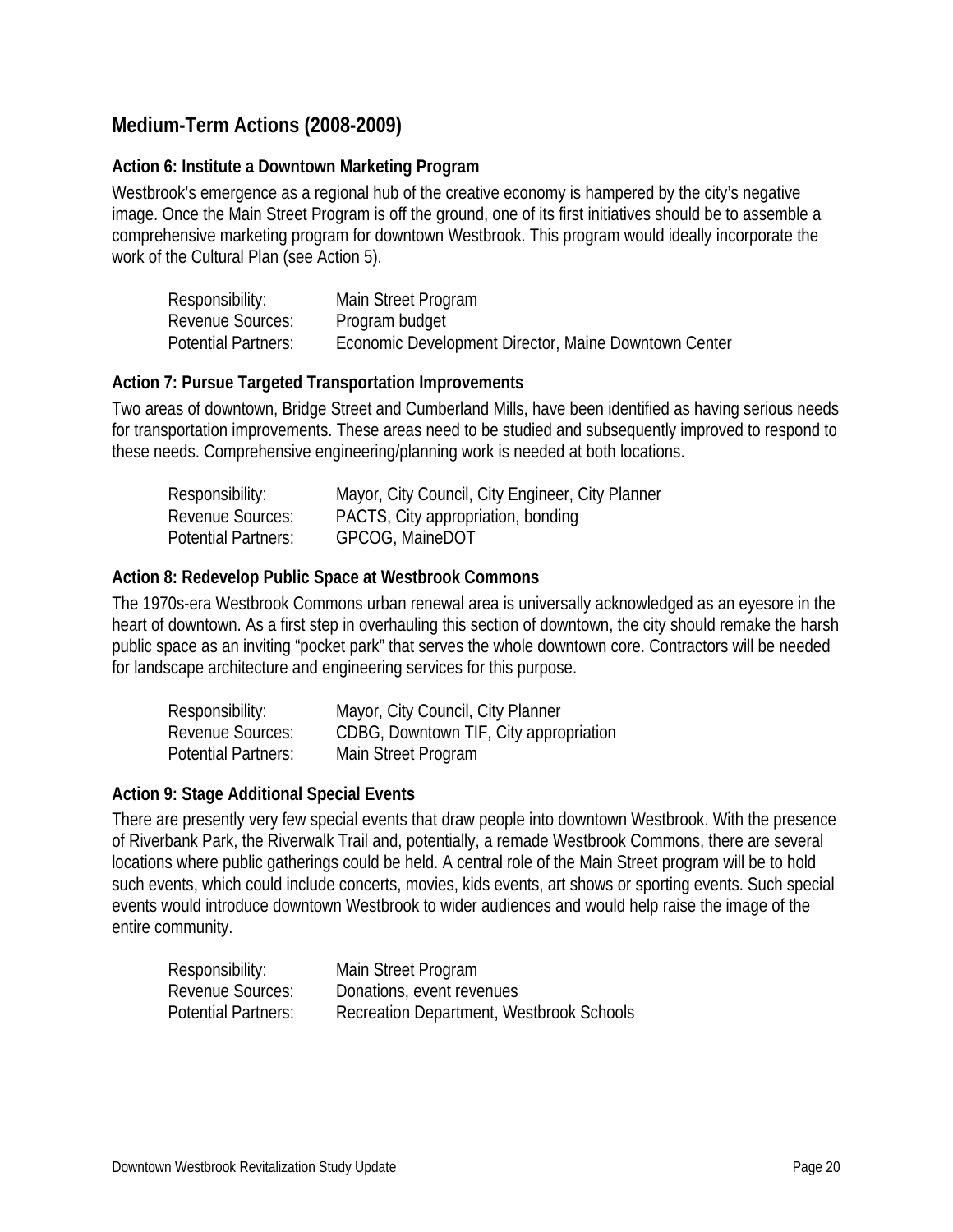## Medium-Term Actions (2008-2009)

### Action 6: Institute a Downtown Marketing Program

Westbrook's emergence as a regional hub of the creative economy is hampered by the city's negative image. Once the Main Street Program is off the ground, one of its first initiatives should be to assemble a comprehensive marketing program for downtown Westbrook. This program would ideally incorporate the work of the Cultural Plan (see Action 5).

| | |
|---|---|
| Responsibility: | Main Street Program |
| Revenue Sources: | Program budget |
| Potential Partners: | Economic Development Director, Maine Downtown Center |

### Action 7: Pursue Targeted Transportation Improvements

Two areas of downtown, Bridge Street and Cumberland Mills, have been identified as having serious needs for transportation improvements. These areas need to be studied and subsequently improved to respond to these needs. Comprehensive engineering/planning work is needed at both locations.

| | |
|---|---|
| Responsibility: | Mayor, City Council, City Engineer, City Planner |
| Revenue Sources: | PACTS, City appropriation, bonding |
| Potential Partners: | GPCOG, MaineDOT |

### Action 8: Redevelop Public Space at Westbrook Commons

The 1970s-era Westbrook Commons urban renewal area is universally acknowledged as an eyesore in the heart of downtown. As a first step in overhauling this section of downtown, the city should remake the harsh public space as an inviting "pocket park" that serves the whole downtown core. Contractors will be needed for landscape architecture and engineering services for this purpose.

| | |
|---|---|
| Responsibility: | Mayor, City Council, City Planner |
| Revenue Sources: | CDBG, Downtown TIF, City appropriation |
| Potential Partners: | Main Street Program |

### Action 9: Stage Additional Special Events

There are presently very few special events that draw people into downtown Westbrook. With the presence of Riverbank Park, the Riverwalk Trail and, potentially, a remade Westbrook Commons, there are several locations where public gatherings could be held. A central role of the Main Street program will be to hold such events, which could include concerts, movies, kids events, art shows or sporting events. Such special events would introduce downtown Westbrook to wider audiences and would help raise the image of the entire community.

| | |
|---|---|
| Responsibility: | Main Street Program |
| Revenue Sources: | Donations, event revenues |
| Potential Partners: | Recreation Department, Westbrook Schools |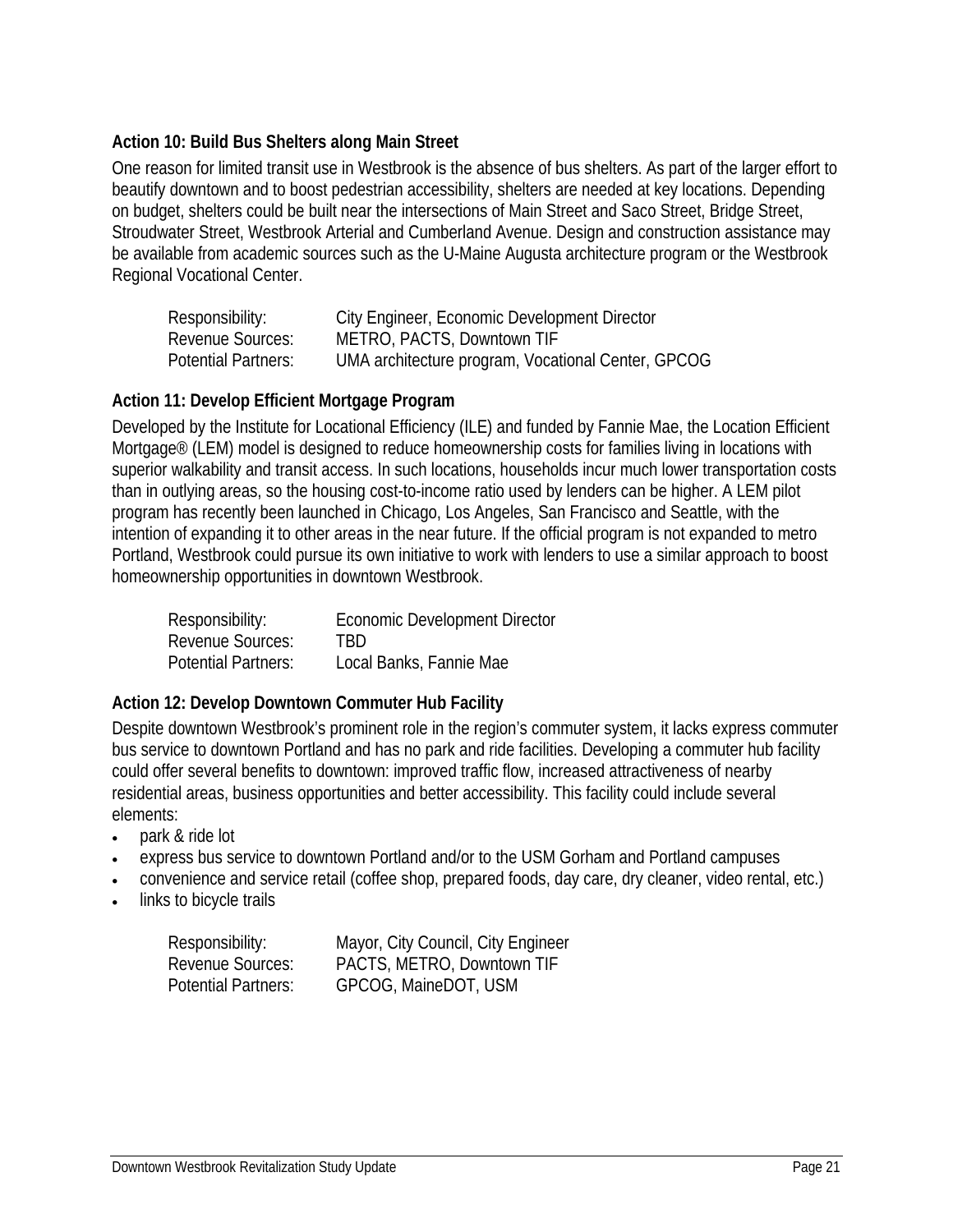### Action 10: Build Bus Shelters along Main Street

One reason for limited transit use in Westbrook is the absence of bus shelters. As part of the larger effort to beautify downtown and to boost pedestrian accessibility, shelters are needed at key locations. Depending on budget, shelters could be built near the intersections of Main Street and Saco Street, Bridge Street, Stroudwater Street, Westbrook Arterial and Cumberland Avenue. Design and construction assistance may be available from academic sources such as the U-Maine Augusta architecture program or the Westbrook Regional Vocational Center.

Responsibility: City Engineer, Economic Development Director
Revenue Sources: METRO, PACTS, Downtown TIF
Potential Partners: UMA architecture program, Vocational Center, GPCOG

### Action 11: Develop Efficient Mortgage Program

Developed by the Institute for Locational Efficiency (ILE) and funded by Fannie Mae, the Location Efficient Mortgage® (LEM) model is designed to reduce homeownership costs for families living in locations with superior walkability and transit access. In such locations, households incur much lower transportation costs than in outlying areas, so the housing cost-to-income ratio used by lenders can be higher. A LEM pilot program has recently been launched in Chicago, Los Angeles, San Francisco and Seattle, with the intention of expanding it to other areas in the near future. If the official program is not expanded to metro Portland, Westbrook could pursue its own initiative to work with lenders to use a similar approach to boost homeownership opportunities in downtown Westbrook.

Responsibility: Economic Development Director
Revenue Sources: TBD
Potential Partners: Local Banks, Fannie Mae

### Action 12: Develop Downtown Commuter Hub Facility

Despite downtown Westbrook's prominent role in the region's commuter system, it lacks express commuter bus service to downtown Portland and has no park and ride facilities. Developing a commuter hub facility could offer several benefits to downtown: improved traffic flow, increased attractiveness of nearby residential areas, business opportunities and better accessibility. This facility could include several elements:

- park & ride lot
- express bus service to downtown Portland and/or to the USM Gorham and Portland campuses
- convenience and service retail (coffee shop, prepared foods, day care, dry cleaner, video rental, etc.)
- links to bicycle trails

Responsibility: Mayor, City Council, City Engineer
Revenue Sources: PACTS, METRO, Downtown TIF
Potential Partners: GPCOG, MaineDOT, USM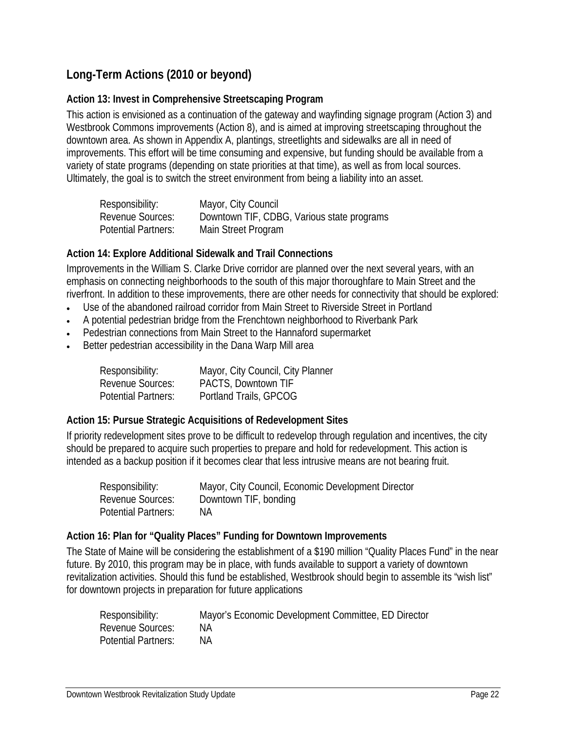## Long-Term Actions (2010 or beyond)

### Action 13: Invest in Comprehensive Streetscaping Program

This action is envisioned as a continuation of the gateway and wayfinding signage program (Action 3) and Westbrook Commons improvements (Action 8), and is aimed at improving streetscaping throughout the downtown area. As shown in Appendix A, plantings, streetlights and sidewalks are all in need of improvements. This effort will be time consuming and expensive, but funding should be available from a variety of state programs (depending on state priorities at that time), as well as from local sources. Ultimately, the goal is to switch the street environment from being a liability into an asset.

| | |
|---|---|
| Responsibility: | Mayor, City Council |
| Revenue Sources: | Downtown TIF, CDBG, Various state programs |
| Potential Partners: | Main Street Program |

### Action 14: Explore Additional Sidewalk and Trail Connections

Improvements in the William S. Clarke Drive corridor are planned over the next several years, with an emphasis on connecting neighborhoods to the south of this major thoroughfare to Main Street and the riverfront. In addition to these improvements, there are other needs for connectivity that should be explored:

- Use of the abandoned railroad corridor from Main Street to Riverside Street in Portland
- A potential pedestrian bridge from the Frenchtown neighborhood to Riverbank Park
- Pedestrian connections from Main Street to the Hannaford supermarket
- Better pedestrian accessibility in the Dana Warp Mill area

| | |
|---|---|
| Responsibility: | Mayor, City Council, City Planner |
| Revenue Sources: | PACTS, Downtown TIF |
| Potential Partners: | Portland Trails, GPCOG |

### Action 15: Pursue Strategic Acquisitions of Redevelopment Sites

If priority redevelopment sites prove to be difficult to redevelop through regulation and incentives, the city should be prepared to acquire such properties to prepare and hold for redevelopment. This action is intended as a backup position if it becomes clear that less intrusive means are not bearing fruit.

| | |
|---|---|
| Responsibility: | Mayor, City Council, Economic Development Director |
| Revenue Sources: | Downtown TIF, bonding |
| Potential Partners: | NA |

### Action 16: Plan for "Quality Places" Funding for Downtown Improvements

The State of Maine will be considering the establishment of a $190 million "Quality Places Fund" in the near future. By 2010, this program may be in place, with funds available to support a variety of downtown revitalization activities. Should this fund be established, Westbrook should begin to assemble its "wish list" for downtown projects in preparation for future applications

| | |
|---|---|
| Responsibility: | Mayor's Economic Development Committee, ED Director |
| Revenue Sources: | NA |
| Potential Partners: | NA |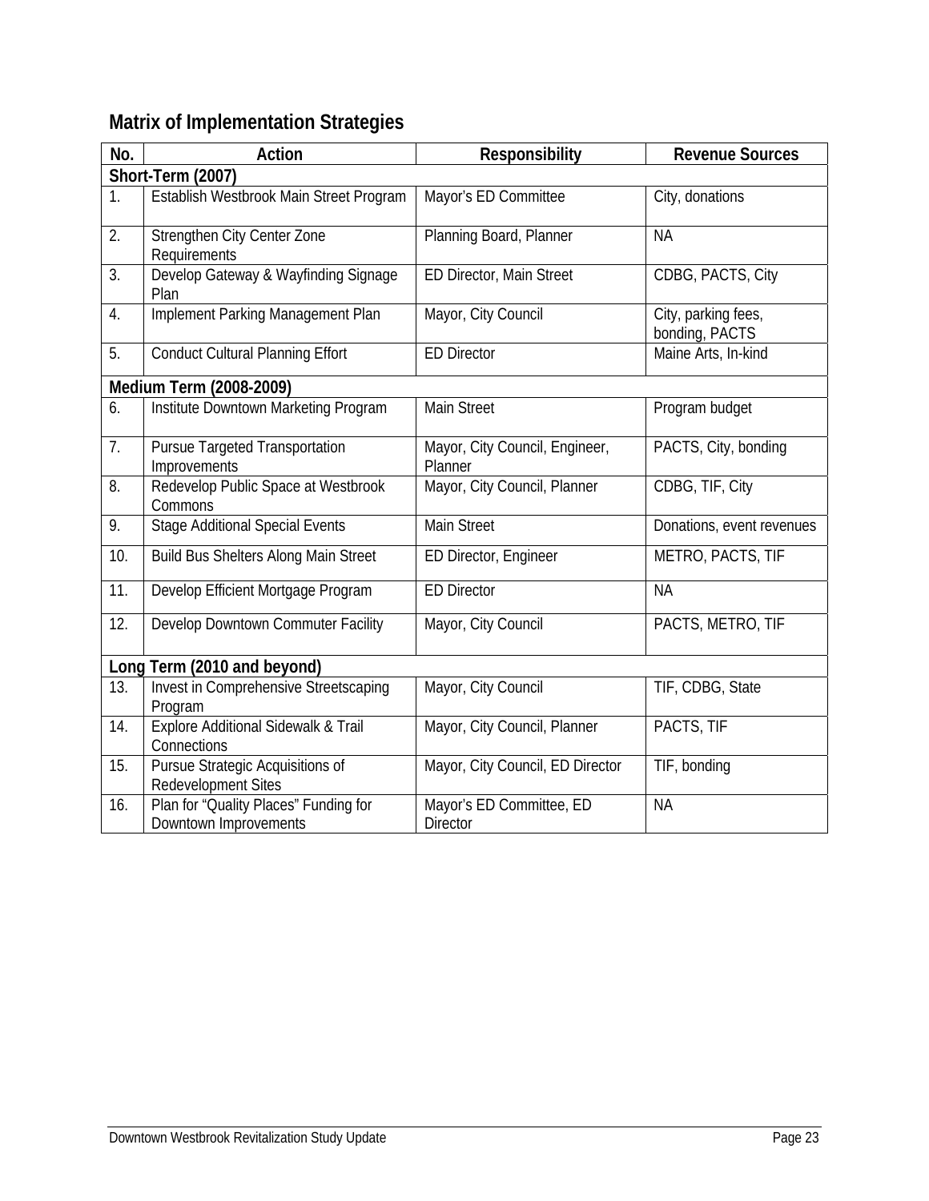## Matrix of Implementation Strategies

| No. | Action | Responsibility | Revenue Sources |
|---|---|---|---|
| **Short-Term (2007)** | | | |
| 1. | Establish Westbrook Main Street Program | Mayor's ED Committee | City, donations |
| 2. | Strengthen City Center Zone Requirements | Planning Board, Planner | NA |
| 3. | Develop Gateway & Wayfinding Signage Plan | ED Director, Main Street | CDBG, PACTS, City |
| 4. | Implement Parking Management Plan | Mayor, City Council | City, parking fees, bonding, PACTS |
| 5. | Conduct Cultural Planning Effort | ED Director | Maine Arts, In-kind |
| **Medium Term (2008-2009)** | | | |
| 6. | Institute Downtown Marketing Program | Main Street | Program budget |
| 7. | Pursue Targeted Transportation Improvements | Mayor, City Council, Engineer, Planner | PACTS, City, bonding |
| 8. | Redevelop Public Space at Westbrook Commons | Mayor, City Council, Planner | CDBG, TIF, City |
| 9. | Stage Additional Special Events | Main Street | Donations, event revenues |
| 10. | Build Bus Shelters Along Main Street | ED Director, Engineer | METRO, PACTS, TIF |
| 11. | Develop Efficient Mortgage Program | ED Director | NA |
| 12. | Develop Downtown Commuter Facility | Mayor, City Council | PACTS, METRO, TIF |
| **Long Term (2010 and beyond)** | | | |
| 13. | Invest in Comprehensive Streetscaping Program | Mayor, City Council | TIF, CDBG, State |
| 14. | Explore Additional Sidewalk & Trail Connections | Mayor, City Council, Planner | PACTS, TIF |
| 15. | Pursue Strategic Acquisitions of Redevelopment Sites | Mayor, City Council, ED Director | TIF, bonding |
| 16. | Plan for "Quality Places" Funding for Downtown Improvements | Mayor's ED Committee, ED Director | NA |